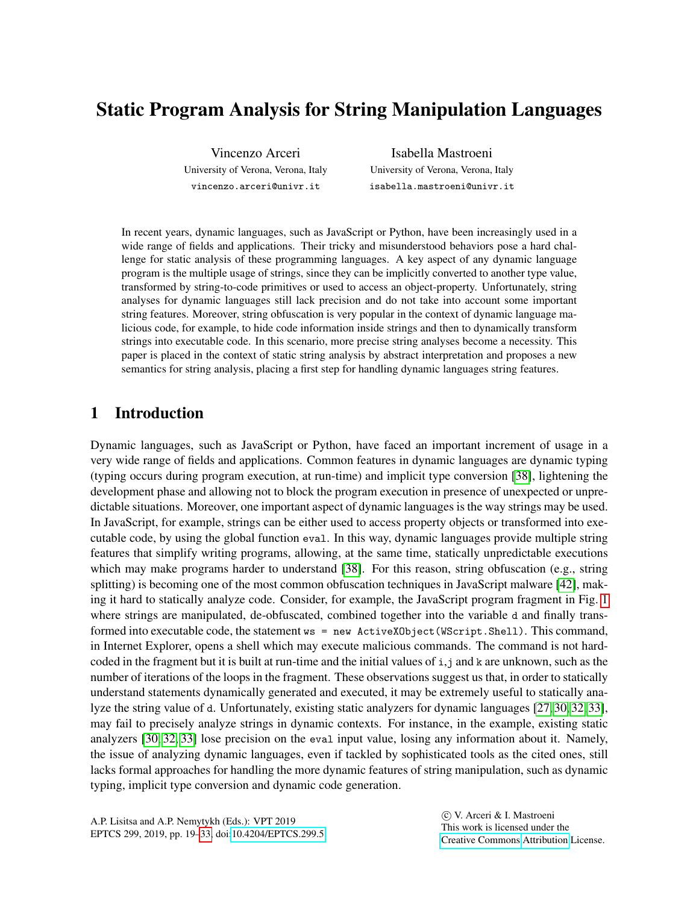# Static Program Analysis for String Manipulation Languages

Vincenzo Arceri
University of Verona, Verona, Italy
vincenzo.arceri@univr.it

Isabella Mastroeni
University of Verona, Verona, Italy
isabella.mastroeni@univr.it

In recent years, dynamic languages, such as JavaScript or Python, have been increasingly used in a wide range of fields and applications. Their tricky and misunderstood behaviors pose a hard challenge for static analysis of these programming languages. A key aspect of any dynamic language program is the multiple usage of strings, since they can be implicitly converted to another type value, transformed by string-to-code primitives or used to access an object-property. Unfortunately, string analyses for dynamic languages still lack precision and do not take into account some important string features. Moreover, string obfuscation is very popular in the context of dynamic language malicious code, for example, to hide code information inside strings and then to dynamically transform strings into executable code. In this scenario, more precise string analyses become a necessity. This paper is placed in the context of static string analysis by abstract interpretation and proposes a new semantics for string analysis, placing a first step for handling dynamic languages string features.

## 1 Introduction

Dynamic languages, such as JavaScript or Python, have faced an important increment of usage in a very wide range of fields and applications. Common features in dynamic languages are dynamic typing (typing occurs during program execution, at run-time) and implicit type conversion [38], lightening the development phase and allowing not to block the program execution in presence of unexpected or unpredictable situations. Moreover, one important aspect of dynamic languages is the way strings may be used. In JavaScript, for example, strings can be either used to access property objects or transformed into executable code, by using the global function `eval`. In this way, dynamic languages provide multiple string features that simplify writing programs, allowing, at the same time, statically unpredictable executions which may make programs harder to understand [38]. For this reason, string obfuscation (e.g., string splitting) is becoming one of the most common obfuscation techniques in JavaScript malware [42], making it hard to statically analyze code. Consider, for example, the JavaScript program fragment in Fig. 1 where strings are manipulated, de-obfuscated, combined together into the variable `d` and finally transformed into executable code, the statement `ws = new ActiveXObject(WScript.Shell)`. This command, in Internet Explorer, opens a shell which may execute malicious commands. The command is not hard-coded in the fragment but it is built at run-time and the initial values of `i`,`j` and `k` are unknown, such as the number of iterations of the loops in the fragment. These observations suggest us that, in order to statically understand statements dynamically generated and executed, it may be extremely useful to statically analyze the string value of `d`. Unfortunately, existing static analyzers for dynamic languages [27, 30, 32, 33], may fail to precisely analyze strings in dynamic contexts. For instance, in the example, existing static analyzers [30, 32, 33] lose precision on the `eval` input value, losing any information about it. Namely, the issue of analyzing dynamic languages, even if tackled by sophisticated tools as the cited ones, still lacks formal approaches for handling the more dynamic features of string manipulation, such as dynamic typing, implicit type conversion and dynamic code generation.

A.P. Lisitsa and A.P. Nemytykh (Eds.): VPT 2019
EPTCS 299, 2019, pp. 19–33, doi:10.4204/EPTCS.299.5

© V. Arceri & I. Mastroeni
This work is licensed under the Creative Commons Attribution License.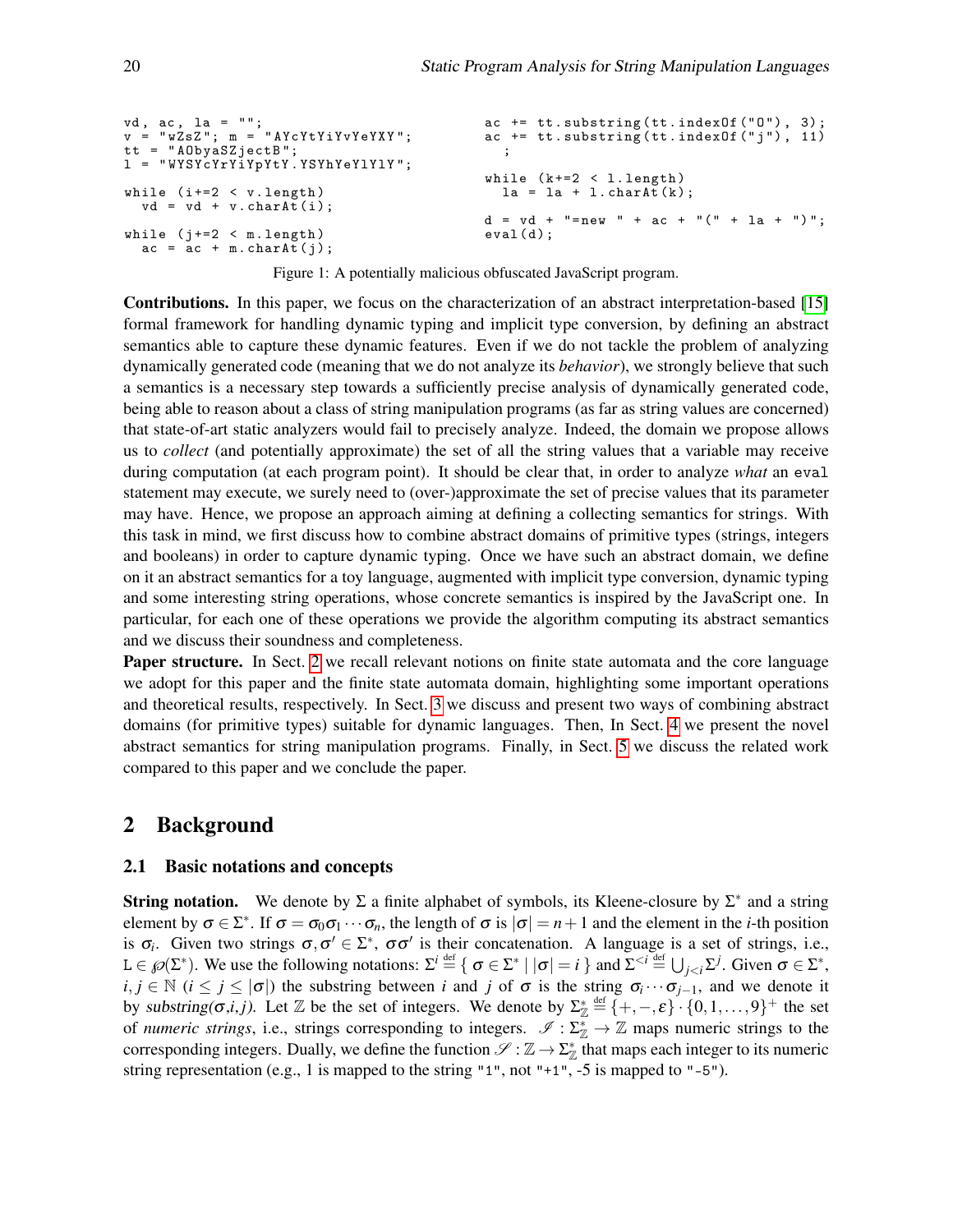```
vd, ac, la = "";
v = "wZsZ"; m = "AYcYtYiYvYeYXY";
tt = "AObyaSZjectB";
l = "WYSYcYrYiYpYtY.YSYhYeYlYlY";

while (i+=2 < v.length)
  vd = vd + v.charAt(i);

while (j+=2 < m.length)
  ac = ac + m.charAt(j);
```

```
ac += tt.substring(tt.indexOf("O"), 3);
ac += tt.substring(tt.indexOf("j"), 11)
  ;

while (k+=2 < l.length)
  la = la + l.charAt(k);

d = vd + "=new " + ac + "(" + la + ")";
eval(d);
```

Figure 1: A potentially malicious obfuscated JavaScript program.

**Contributions.** In this paper, we focus on the characterization of an abstract interpretation-based [15] formal framework for handling dynamic typing and implicit type conversion, by defining an abstract semantics able to capture these dynamic features. Even if we do not tackle the problem of analyzing dynamically generated code (meaning that we do not analyze its *behavior*), we strongly believe that such a semantics is a necessary step towards a sufficiently precise analysis of dynamically generated code, being able to reason about a class of string manipulation programs (as far as string values are concerned) that state-of-art static analyzers would fail to precisely analyze. Indeed, the domain we propose allows us to *collect* (and potentially approximate) the set of all the string values that a variable may receive during computation (at each program point). It should be clear that, in order to analyze *what* an `eval` statement may execute, we surely need to (over-)approximate the set of precise values that its parameter may have. Hence, we propose an approach aiming at defining a collecting semantics for strings. With this task in mind, we first discuss how to combine abstract domains of primitive types (strings, integers and booleans) in order to capture dynamic typing. Once we have such an abstract domain, we define on it an abstract semantics for a toy language, augmented with implicit type conversion, dynamic typing and some interesting string operations, whose concrete semantics is inspired by the JavaScript one. In particular, for each one of these operations we provide the algorithm computing its abstract semantics and we discuss their soundness and completeness.

**Paper structure.** In Sect. 2 we recall relevant notions on finite state automata and the core language we adopt for this paper and the finite state automata domain, highlighting some important operations and theoretical results, respectively. In Sect. 3 we discuss and present two ways of combining abstract domains (for primitive types) suitable for dynamic languages. Then, In Sect. 4 we present the novel abstract semantics for string manipulation programs. Finally, in Sect. 5 we discuss the related work compared to this paper and we conclude the paper.

## 2 Background

### 2.1 Basic notations and concepts

**String notation.** We denote by $\Sigma$ a finite alphabet of symbols, its Kleene-closure by $\Sigma^*$ and a string element by $\sigma \in \Sigma^*$. If $\sigma = \sigma_0\sigma_1\cdots\sigma_n$, the length of $\sigma$ is $|\sigma| = n+1$ and the element in the $i$-th position is $\sigma_i$. Given two strings $\sigma, \sigma' \in \Sigma^*$, $\sigma\sigma'$ is their concatenation. A language is a set of strings, i.e., $\mathrm{L} \in \wp(\Sigma^*)$. We use the following notations: $\Sigma^i \stackrel{\text{def}}{=} \{\, \sigma \in \Sigma^* \mid |\sigma| = i \,\}$ and $\Sigma^{<i} \stackrel{\text{def}}{=} \bigcup_{j<i} \Sigma^j$. Given $\sigma \in \Sigma^*$, $i, j \in \mathbb{N}$ ($i \leq j \leq |\sigma|$) the substring between $i$ and $j$ of $\sigma$ is the string $\sigma_i \cdots \sigma_{j-1}$, and we denote it by *substring*($\sigma$,$i$,$j$). Let $\mathbb{Z}$ be the set of integers. We denote by $\Sigma^*_{\mathbb{Z}} \stackrel{\text{def}}{=} \{+,-,\varepsilon\} \cdot \{0,1,\ldots,9\}^+$ the set of *numeric strings*, i.e., strings corresponding to integers. $\mathscr{I} : \Sigma^*_{\mathbb{Z}} \to \mathbb{Z}$ maps numeric strings to the corresponding integers. Dually, we define the function $\mathscr{S} : \mathbb{Z} \to \Sigma^*_{\mathbb{Z}}$ that maps each integer to its numeric string representation (e.g., 1 is mapped to the string `"1"`, not `"+1"`, -5 is mapped to `"-5"`).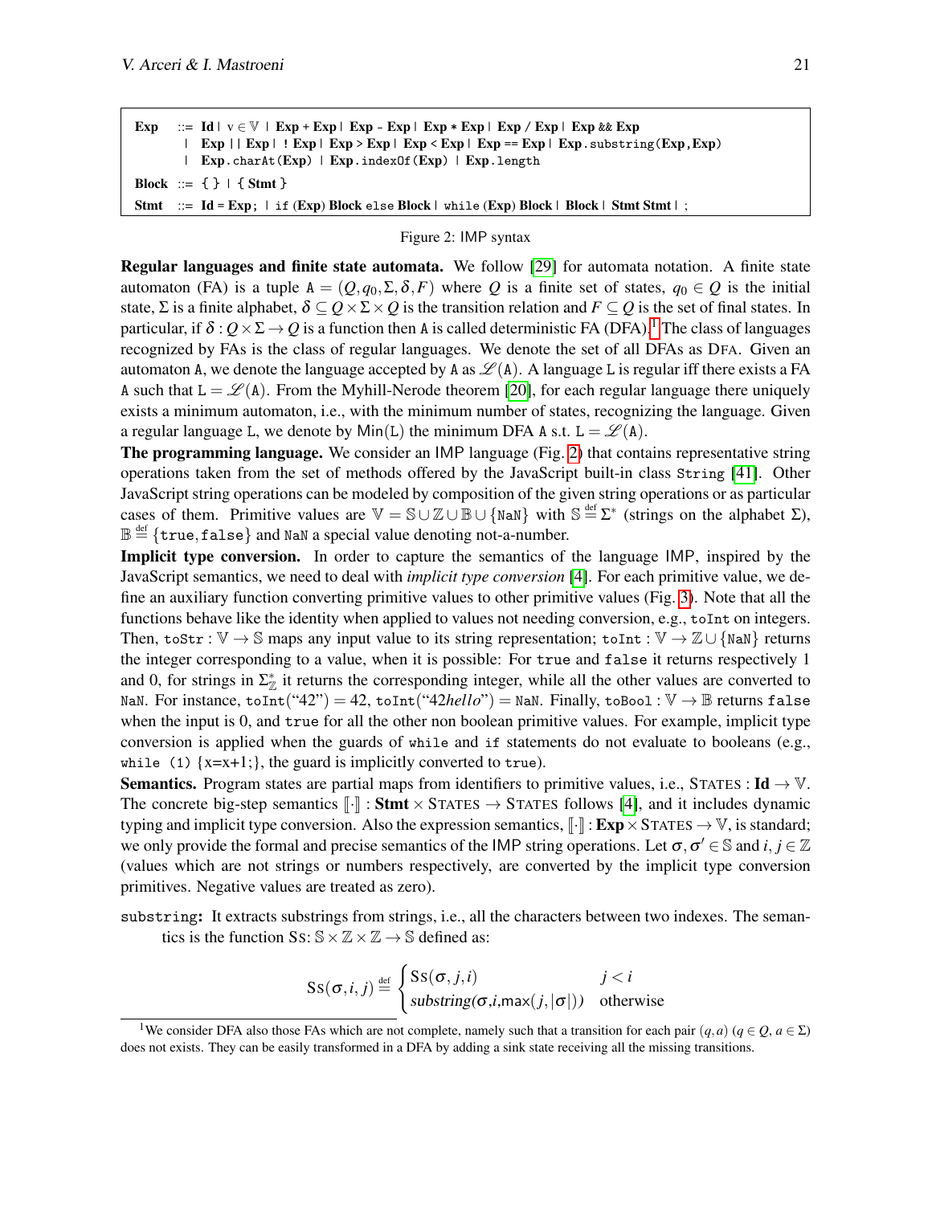```
Exp   ::= Id | v ∈ 𝕍 | Exp + Exp | Exp - Exp | Exp * Exp | Exp / Exp | Exp && Exp
        | Exp || Exp | ! Exp | Exp > Exp | Exp < Exp | Exp == Exp | Exp.substring(Exp, Exp)
        | Exp.charAt(Exp) | Exp.indexOf(Exp) | Exp.length
Block ::= { } | { Stmt }
Stmt  ::= Id = Exp; | if (Exp) Block else Block | while (Exp) Block | Block | Stmt Stmt | ;
```

Figure 2: IMP syntax

**Regular languages and finite state automata.** We follow [29] for automata notation. A finite state automaton (FA) is a tuple $\mathtt{A} = (Q, q_0, \Sigma, \delta, F)$ where $Q$ is a finite set of states, $q_0 \in Q$ is the initial state, $\Sigma$ is a finite alphabet, $\delta \subseteq Q \times \Sigma \times Q$ is the transition relation and $F \subseteq Q$ is the set of final states. In particular, if $\delta : Q \times \Sigma \to Q$ is a function then A is called deterministic FA (DFA).[1] The class of languages recognized by FAs is the class of regular languages. We denote the set of all DFAs as DFA. Given an automaton A, we denote the language accepted by A as $\mathscr{L}(\mathtt{A})$. A language L is regular iff there exists a FA A such that $\mathtt{L} = \mathscr{L}(\mathtt{A})$. From the Myhill-Nerode theorem [20], for each regular language there uniquely exists a minimum automaton, i.e., with the minimum number of states, recognizing the language. Given a regular language L, we denote by $\mathsf{Min}(\mathtt{L})$ the minimum DFA A s.t. $\mathtt{L} = \mathscr{L}(\mathtt{A})$.

**The programming language.** We consider an IMP language (Fig. 2) that contains representative string operations taken from the set of methods offered by the JavaScript built-in class `String` [41]. Other JavaScript string operations can be modeled by composition of the given string operations or as particular cases of them. Primitive values are $\mathbb{V} = \mathbb{S} \cup \mathbb{Z} \cup \mathbb{B} \cup \{\mathtt{NaN}\}$ with $\mathbb{S} \stackrel{\text{def}}{=} \Sigma^*$ (strings on the alphabet $\Sigma$), $\mathbb{B} \stackrel{\text{def}}{=} \{\mathtt{true}, \mathtt{false}\}$ and `NaN` a special value denoting not-a-number.

**Implicit type conversion.** In order to capture the semantics of the language IMP, inspired by the JavaScript semantics, we need to deal with *implicit type conversion* [4]. For each primitive value, we define an auxiliary function converting primitive values to other primitive values (Fig. 3). Note that all the functions behave like the identity when applied to values not needing conversion, e.g., `toInt` on integers. Then, $\mathtt{toStr} : \mathbb{V} \to \mathbb{S}$ maps any input value to its string representation; $\mathtt{toInt} : \mathbb{V} \to \mathbb{Z} \cup \{\mathtt{NaN}\}$ returns the integer corresponding to a value, when it is possible: For `true` and `false` it returns respectively 1 and 0, for strings in $\Sigma^*_{\mathbb{Z}}$ it returns the corresponding integer, while all the other values are converted to `NaN`. For instance, $\mathtt{toInt}(\text{“42”}) = 42$, $\mathtt{toInt}(\text{“42}\mathit{hello}\text{”}) = \mathtt{NaN}$. Finally, $\mathtt{toBool} : \mathbb{V} \to \mathbb{B}$ returns `false` when the input is 0, and `true` for all the other non boolean primitive values. For example, implicit type conversion is applied when the guards of `while` and `if` statements do not evaluate to booleans (e.g., `while (1) {x=x+1;}`, the guard is implicitly converted to `true`).

**Semantics.** Program states are partial maps from identifiers to primitive values, i.e., $\textsc{States} : \mathbf{Id} \to \mathbb{V}$. The concrete big-step semantics $[\![\cdot]\!] : \mathbf{Stmt} \times \textsc{States} \to \textsc{States}$ follows [4], and it includes dynamic typing and implicit type conversion. Also the expression semantics, $[\![\cdot]\!] : \mathbf{Exp} \times \textsc{States} \to \mathbb{V}$, is standard; we only provide the formal and precise semantics of the IMP string operations. Let $\sigma, \sigma' \in \mathbb{S}$ and $i, j \in \mathbb{Z}$ (values which are not strings or numbers respectively, are converted by the implicit type conversion primitives. Negative values are treated as zero).

`substring`**:** It extracts substrings from strings, i.e., all the characters between two indexes. The semantics is the function $\textsc{Ss}: \mathbb{S} \times \mathbb{Z} \times \mathbb{Z} \to \mathbb{S}$ defined as:

$$\textsc{Ss}(\sigma, i, j) \stackrel{\text{def}}{=} \begin{cases} \textsc{Ss}(\sigma, j, i) & j < i \\ \mathit{substring}(\sigma, i, \mathsf{max}(j, |\sigma|)) & \text{otherwise} \end{cases}$$

[1] We consider DFA also those FAs which are not complete, namely such that a transition for each pair $(q, a)$ ($q \in Q$, $a \in \Sigma$) does not exists. They can be easily transformed in a DFA by adding a sink state receiving all the missing transitions.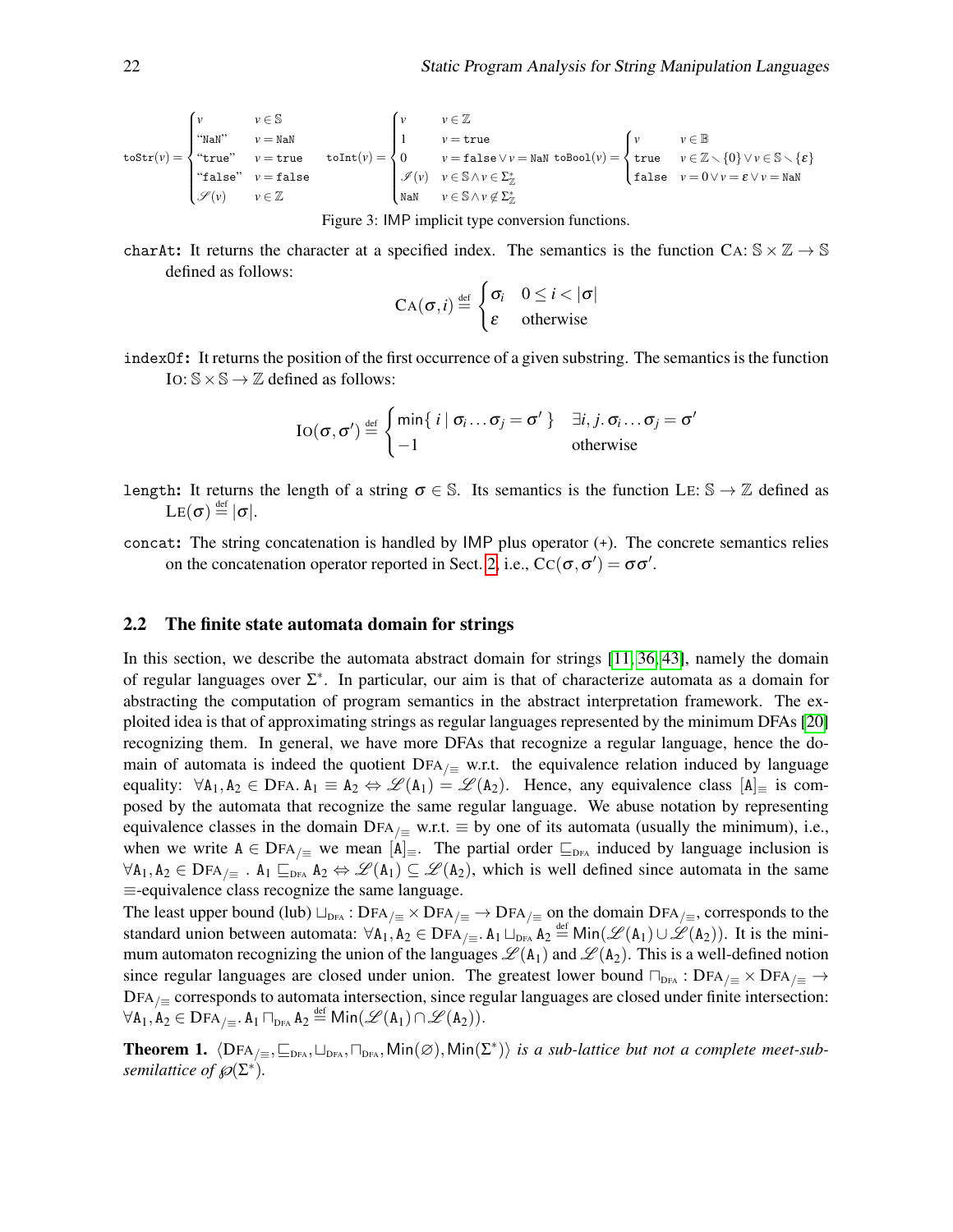$$\texttt{toStr}(v) = \begin{cases} v & v \in \mathbb{S} \\ \text{“NaN”} & v = \texttt{NaN} \\ \text{“true”} & v = \texttt{true} \\ \text{“false”} & v = \texttt{false} \\ \mathscr{S}(v) & v \in \mathbb{Z} \end{cases} \quad \texttt{toInt}(v) = \begin{cases} v & v \in \mathbb{Z} \\ 1 & v = \texttt{true} \\ 0 & v = \texttt{false} \lor v = \texttt{NaN} \\ \mathscr{I}(v) & v \in \mathbb{S} \land v \in \Sigma^*_{\mathbb{Z}} \\ \texttt{NaN} & v \in \mathbb{S} \land v \notin \Sigma^*_{\mathbb{Z}} \end{cases} \quad \texttt{toBool}(v) = \begin{cases} v & v \in \mathbb{B} \\ \texttt{true} & v \in \mathbb{Z} \smallsetminus \{0\} \lor v \in \mathbb{S} \smallsetminus \{\varepsilon\} \\ \texttt{false} & v = 0 \lor v = \varepsilon \lor v = \texttt{NaN} \end{cases}$$

Figure 3: IMP implicit type conversion functions.

`charAt`**:** It returns the character at a specified index. The semantics is the function $\text{CA}: \mathbb{S} \times \mathbb{Z} \to \mathbb{S}$ defined as follows:

$$\text{CA}(\sigma, i) \stackrel{\text{def}}{=} \begin{cases} \sigma_i & 0 \leq i < |\sigma| \\ \varepsilon & \text{otherwise} \end{cases}$$

`indexOf`**:** It returns the position of the first occurrence of a given substring. The semantics is the function $\text{IO}: \mathbb{S} \times \mathbb{S} \to \mathbb{Z}$ defined as follows:

$$\text{IO}(\sigma, \sigma') \stackrel{\text{def}}{=} \begin{cases} \min\{\, i \mid \sigma_i \ldots \sigma_j = \sigma' \,\} & \exists i, j.\, \sigma_i \ldots \sigma_j = \sigma' \\ -1 & \text{otherwise} \end{cases}$$

`length`**:** It returns the length of a string $\sigma \in \mathbb{S}$. Its semantics is the function $\text{LE}: \mathbb{S} \to \mathbb{Z}$ defined as $\text{LE}(\sigma) \stackrel{\text{def}}{=} |\sigma|$.

`concat`**:** The string concatenation is handled by IMP plus operator (+). The concrete semantics relies on the concatenation operator reported in Sect. 2, i.e., $\text{CC}(\sigma, \sigma') = \sigma\sigma'$.

### 2.2 The finite state automata domain for strings

In this section, we describe the automata abstract domain for strings [11, 36, 43], namely the domain of regular languages over $\Sigma^*$. In particular, our aim is that of characterize automata as a domain for abstracting the computation of program semantics in the abstract interpretation framework. The exploited idea is that of approximating strings as regular languages represented by the minimum DFAs [20] recognizing them. In general, we have more DFAs that recognize a regular language, hence the domain of automata is indeed the quotient $\text{DFA}_{/\equiv}$ w.r.t. the equivalence relation induced by language equality: $\forall \mathtt{A}_1, \mathtt{A}_2 \in \text{DFA}.\, \mathtt{A}_1 \equiv \mathtt{A}_2 \Leftrightarrow \mathscr{L}(\mathtt{A}_1) = \mathscr{L}(\mathtt{A}_2)$. Hence, any equivalence class $[\mathtt{A}]_\equiv$ is composed by the automata that recognize the same regular language. We abuse notation by representing equivalence classes in the domain $\text{DFA}_{/\equiv}$ w.r.t. $\equiv$ by one of its automata (usually the minimum), i.e., when we write $\mathtt{A} \in \text{DFA}_{/\equiv}$ we mean $[\mathtt{A}]_\equiv$. The partial order $\sqsubseteq_{\text{DFA}}$ induced by language inclusion is $\forall \mathtt{A}_1, \mathtt{A}_2 \in \text{DFA}_{/\equiv}\,.\, \mathtt{A}_1 \sqsubseteq_{\text{DFA}} \mathtt{A}_2 \Leftrightarrow \mathscr{L}(\mathtt{A}_1) \subseteq \mathscr{L}(\mathtt{A}_2)$, which is well defined since automata in the same $\equiv$-equivalence class recognize the same language.

The least upper bound (lub) $\sqcup_{\text{DFA}} : \text{DFA}_{/\equiv} \times \text{DFA}_{/\equiv} \to \text{DFA}_{/\equiv}$ on the domain $\text{DFA}_{/\equiv}$, corresponds to the standard union between automata: $\forall \mathtt{A}_1, \mathtt{A}_2 \in \text{DFA}_{/\equiv}.\, \mathtt{A}_1 \sqcup_{\text{DFA}} \mathtt{A}_2 \stackrel{\text{def}}{=} \mathsf{Min}(\mathscr{L}(\mathtt{A}_1) \cup \mathscr{L}(\mathtt{A}_2))$. It is the minimum automaton recognizing the union of the languages $\mathscr{L}(\mathtt{A}_1)$ and $\mathscr{L}(\mathtt{A}_2)$. This is a well-defined notion since regular languages are closed under union. The greatest lower bound $\sqcap_{\text{DFA}} : \text{DFA}_{/\equiv} \times \text{DFA}_{/\equiv} \to \text{DFA}_{/\equiv}$ corresponds to automata intersection, since regular languages are closed under finite intersection: $\forall \mathtt{A}_1, \mathtt{A}_2 \in \text{DFA}_{/\equiv}.\, \mathtt{A}_1 \sqcap_{\text{DFA}} \mathtt{A}_2 \stackrel{\text{def}}{=} \mathsf{Min}(\mathscr{L}(\mathtt{A}_1) \cap \mathscr{L}(\mathtt{A}_2))$.

**Theorem 1.** *$\langle \text{DFA}_{/\equiv}, \sqsubseteq_{\text{DFA}}, \sqcup_{\text{DFA}}, \sqcap_{\text{DFA}}, \mathsf{Min}(\varnothing), \mathsf{Min}(\Sigma^*) \rangle$ is a sub-lattice but not a complete meet-sub-semilattice of $\wp(\Sigma^*)$.*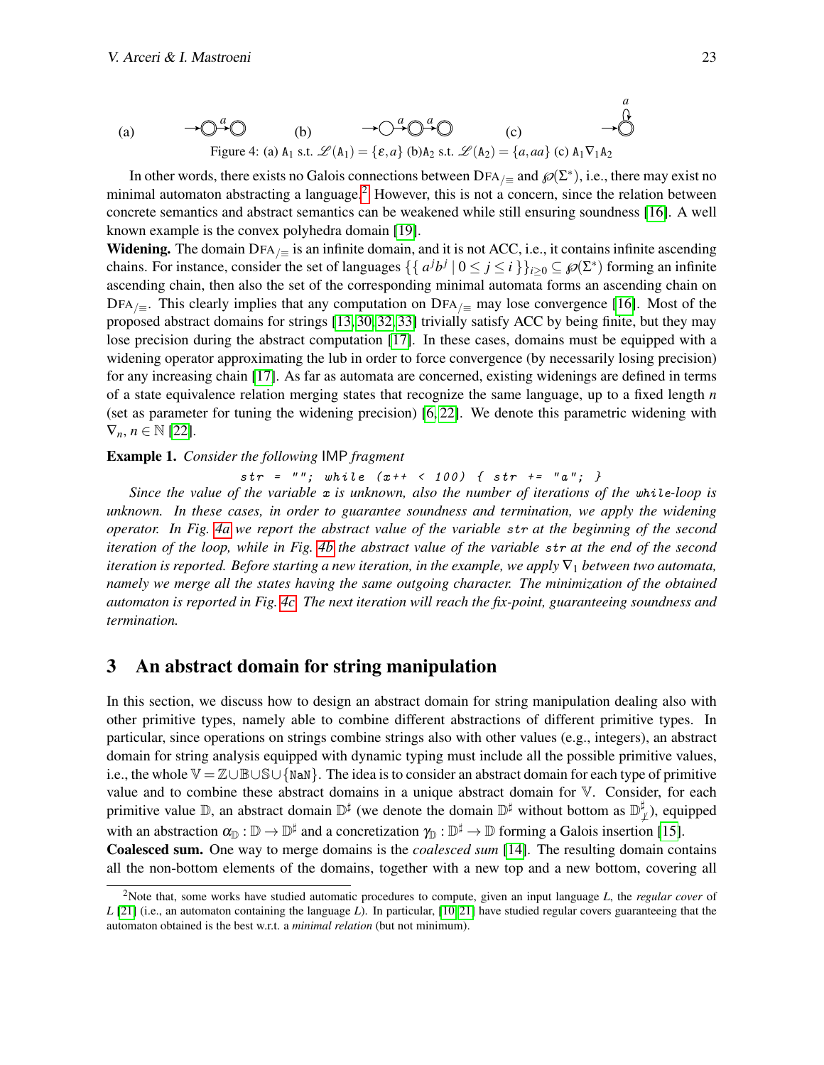(a) (b) (c)

Figure 4: (a) $\mathtt{A}_1$ s.t. $\mathscr{L}(\mathtt{A}_1) = \{\varepsilon, a\}$ (b) $\mathtt{A}_2$ s.t. $\mathscr{L}(\mathtt{A}_2) = \{a, aa\}$ (c) $\mathtt{A}_1 \nabla_1 \mathtt{A}_2$

In other words, there exists no Galois connections between $\text{DFA}_{/\equiv}$ and $\wp(\Sigma^*)$, i.e., there may exist no minimal automaton abstracting a language.[2] However, this is not a concern, since the relation between concrete semantics and abstract semantics can be weakened while still ensuring soundness [16]. A well known example is the convex polyhedra domain [19].

**Widening.** The domain $\text{DFA}_{/\equiv}$ is an infinite domain, and it is not ACC, i.e., it contains infinite ascending chains. For instance, consider the set of languages $\{\{\, a^j b^j \mid 0 \leq j \leq i \,\}\}_{i \geq 0} \subseteq \wp(\Sigma^*)$ forming an infinite ascending chain, then also the set of the corresponding minimal automata forms an ascending chain on $\text{DFA}_{/\equiv}$. This clearly implies that any computation on $\text{DFA}_{/\equiv}$ may lose convergence [16]. Most of the proposed abstract domains for strings [13, 30, 32, 33] trivially satisfy ACC by being finite, but they may lose precision during the abstract computation [17]. In these cases, domains must be equipped with a widening operator approximating the lub in order to force convergence (by necessarily losing precision) for any increasing chain [17]. As far as automata are concerned, existing widenings are defined in terms of a state equivalence relation merging states that recognize the same language, up to a fixed length $n$ (set as parameter for tuning the widening precision) [6, 22]. We denote this parametric widening with $\nabla_n$, $n \in \mathbb{N}$ [22].

**Example 1.** *Consider the following* IMP *fragment*

```
str = ""; while (x++ < 100) { str += "a"; }
```

*Since the value of the variable* `x` *is unknown, also the number of iterations of the* `while`*-loop is unknown. In these cases, in order to guarantee soundness and termination, we apply the widening operator. In Fig. 4a we report the abstract value of the variable* `str` *at the beginning of the second iteration of the loop, while in Fig. 4b the abstract value of the variable* `str` *at the end of the second iteration is reported. Before starting a new iteration, in the example, we apply* $\nabla_1$ *between two automata, namely we merge all the states having the same outgoing character. The minimization of the obtained automaton is reported in Fig. 4c. The next iteration will reach the fix-point, guaranteeing soundness and termination.*

## 3 An abstract domain for string manipulation

In this section, we discuss how to design an abstract domain for string manipulation dealing also with other primitive types, namely able to combine different abstractions of different primitive types. In particular, since operations on strings combine strings also with other values (e.g., integers), an abstract domain for string analysis equipped with dynamic typing must include all the possible primitive values, i.e., the whole $\mathbb{V} = \mathbb{Z} \cup \mathbb{B} \cup \mathbb{S} \cup \{\mathtt{NaN}\}$. The idea is to consider an abstract domain for each type of primitive value and to combine these abstract domains in a unique abstract domain for $\mathbb{V}$. Consider, for each primitive value $\mathbb{D}$, an abstract domain $\mathbb{D}^\sharp$ (we denote the domain $\mathbb{D}^\sharp$ without bottom as $\mathbb{D}^\sharp_{\not\perp}$), equipped with an abstraction $\alpha_{\mathbb{D}} : \mathbb{D} \to \mathbb{D}^\sharp$ and a concretization $\gamma_{\mathbb{D}} : \mathbb{D}^\sharp \to \mathbb{D}$ forming a Galois insertion [15].

**Coalesced sum.** One way to merge domains is the *coalesced sum* [14]. The resulting domain contains all the non-bottom elements of the domains, together with a new top and a new bottom, covering all

[2] Note that, some works have studied automatic procedures to compute, given an input language $L$, the *regular cover* of $L$ [21] (i.e., an automaton containing the language $L$). In particular, [10, 21] have studied regular covers guaranteeing that the automaton obtained is the best w.r.t. a *minimal relation* (but not minimum).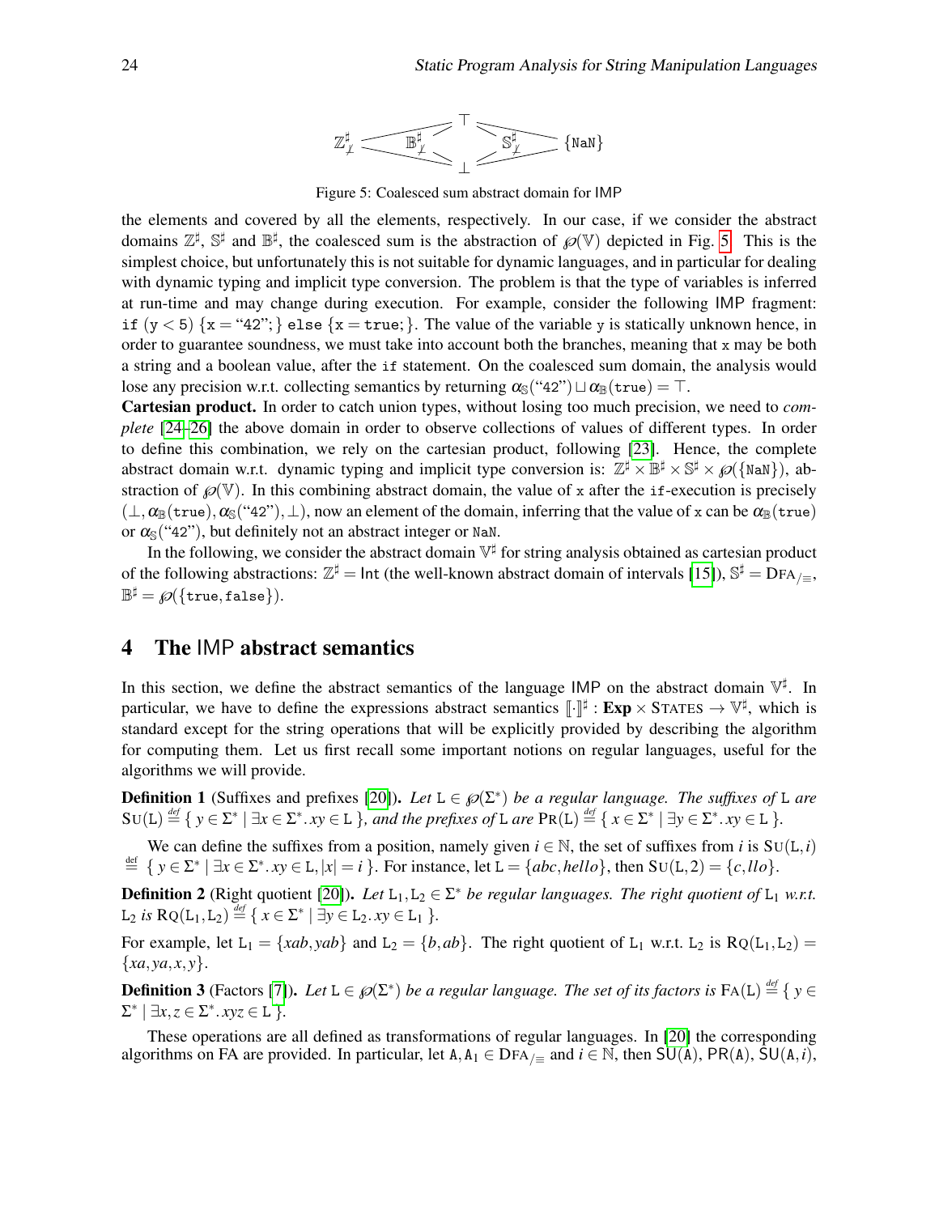$\mathbb{Z}^\sharp_{\not\perp}$ — $\mathbb{B}^\sharp_{\not\perp}$ — $\top$ — $\mathbb{S}^\sharp_{\not\perp}$ — $\{\mathtt{NaN}\}$ — $\perp$

Figure 5: Coalesced sum abstract domain for IMP

the elements and covered by all the elements, respectively. In our case, if we consider the abstract domains $\mathbb{Z}^\sharp$, $\mathbb{S}^\sharp$ and $\mathbb{B}^\sharp$, the coalesced sum is the abstraction of $\wp(\mathbb{V})$ depicted in Fig. 5. This is the simplest choice, but unfortunately this is not suitable for dynamic languages, and in particular for dealing with dynamic typing and implicit type conversion. The problem is that the type of variables is inferred at run-time and may change during execution. For example, consider the following IMP fragment: `if (y < 5) {x = "42";} else {x = true;}`. The value of the variable `y` is statically unknown hence, in order to guarantee soundness, we must take into account both the branches, meaning that `x` may be both a string and a boolean value, after the `if` statement. On the coalesced sum domain, the analysis would lose any precision w.r.t. collecting semantics by returning $\alpha_{\mathbb{S}}(\text{"42"}) \sqcup \alpha_{\mathbb{B}}(\mathtt{true}) = \top$.

**Cartesian product.** In order to catch union types, without losing too much precision, we need to *complete* [24–26] the above domain in order to observe collections of values of different types. In order to define this combination, we rely on the cartesian product, following [23]. Hence, the complete abstract domain w.r.t. dynamic typing and implicit type conversion is: $\mathbb{Z}^\sharp \times \mathbb{B}^\sharp \times \mathbb{S}^\sharp \times \wp(\{\mathtt{NaN}\})$, abstraction of $\wp(\mathbb{V})$. In this combining abstract domain, the value of `x` after the `if`-execution is precisely $(\perp, \alpha_{\mathbb{B}}(\mathtt{true}), \alpha_{\mathbb{S}}(\text{"42"}), \perp)$, now an element of the domain, inferring that the value of `x` can be $\alpha_{\mathbb{B}}(\mathtt{true})$ or $\alpha_{\mathbb{S}}(\text{"42"})$, but definitely not an abstract integer or `NaN`.

In the following, we consider the abstract domain $\mathbb{V}^\sharp$ for string analysis obtained as cartesian product of the following abstractions: $\mathbb{Z}^\sharp = \mathsf{Int}$ (the well-known abstract domain of intervals [15]), $\mathbb{S}^\sharp = \mathrm{DFA}_{/\equiv}$, $\mathbb{B}^\sharp = \wp(\{\mathtt{true}, \mathtt{false}\})$.

## 4 The IMP abstract semantics

In this section, we define the abstract semantics of the language IMP on the abstract domain $\mathbb{V}^\sharp$. In particular, we have to define the expressions abstract semantics $[\![\cdot]\!]^\sharp : \mathbf{Exp} \times \mathrm{STATES} \to \mathbb{V}^\sharp$, which is standard except for the string operations that will be explicitly provided by describing the algorithm for computing them. Let us first recall some important notions on regular languages, useful for the algorithms we will provide.

**Definition 1** (Suffixes and prefixes [20]). *Let $\mathtt{L} \in \wp(\Sigma^*)$ be a regular language. The suffixes of $\mathtt{L}$ are $\mathrm{SU}(\mathtt{L}) \stackrel{def}{=} \{\, y \in \Sigma^* \mid \exists x \in \Sigma^*. xy \in \mathtt{L} \,\}$, and the prefixes of $\mathtt{L}$ are $\mathrm{PR}(\mathtt{L}) \stackrel{def}{=} \{\, x \in \Sigma^* \mid \exists y \in \Sigma^*. xy \in \mathtt{L} \,\}$.*

We can define the suffixes from a position, namely given $i \in \mathbb{N}$, the set of suffixes from $i$ is $\mathrm{SU}(\mathtt{L}, i) \stackrel{\text{def}}{=} \{\, y \in \Sigma^* \mid \exists x \in \Sigma^*. xy \in \mathtt{L}, |x| = i \,\}$. For instance, let $\mathtt{L} = \{abc, hello\}$, then $\mathrm{SU}(\mathtt{L}, 2) = \{c, llo\}$.

**Definition 2** (Right quotient [20]). *Let $\mathtt{L}_1, \mathtt{L}_2 \in \Sigma^*$ be regular languages. The right quotient of $\mathtt{L}_1$ w.r.t. $\mathtt{L}_2$ is $\mathrm{RQ}(\mathtt{L}_1, \mathtt{L}_2) \stackrel{def}{=} \{\, x \in \Sigma^* \mid \exists y \in \mathtt{L}_2. xy \in \mathtt{L}_1 \,\}$.*

For example, let $\mathtt{L}_1 = \{xab, yab\}$ and $\mathtt{L}_2 = \{b, ab\}$. The right quotient of $\mathtt{L}_1$ w.r.t. $\mathtt{L}_2$ is $\mathrm{RQ}(\mathtt{L}_1, \mathtt{L}_2) = \{xa, ya, x, y\}$.

**Definition 3** (Factors [7]). *Let $\mathtt{L} \in \wp(\Sigma^*)$ be a regular language. The set of its factors is $\mathrm{FA}(\mathtt{L}) \stackrel{def}{=} \{\, y \in \Sigma^* \mid \exists x, z \in \Sigma^*. xyz \in \mathtt{L} \,\}$.*

These operations are all defined as transformations of regular languages. In [20] the corresponding algorithms on FA are provided. In particular, let $\mathtt{A}, \mathtt{A}_1 \in \mathrm{DFA}_{/\equiv}$ and $i \in \mathbb{N}$, then $\mathsf{SU}(\mathtt{A})$, $\mathsf{PR}(\mathtt{A})$, $\mathsf{SU}(\mathtt{A}, i)$,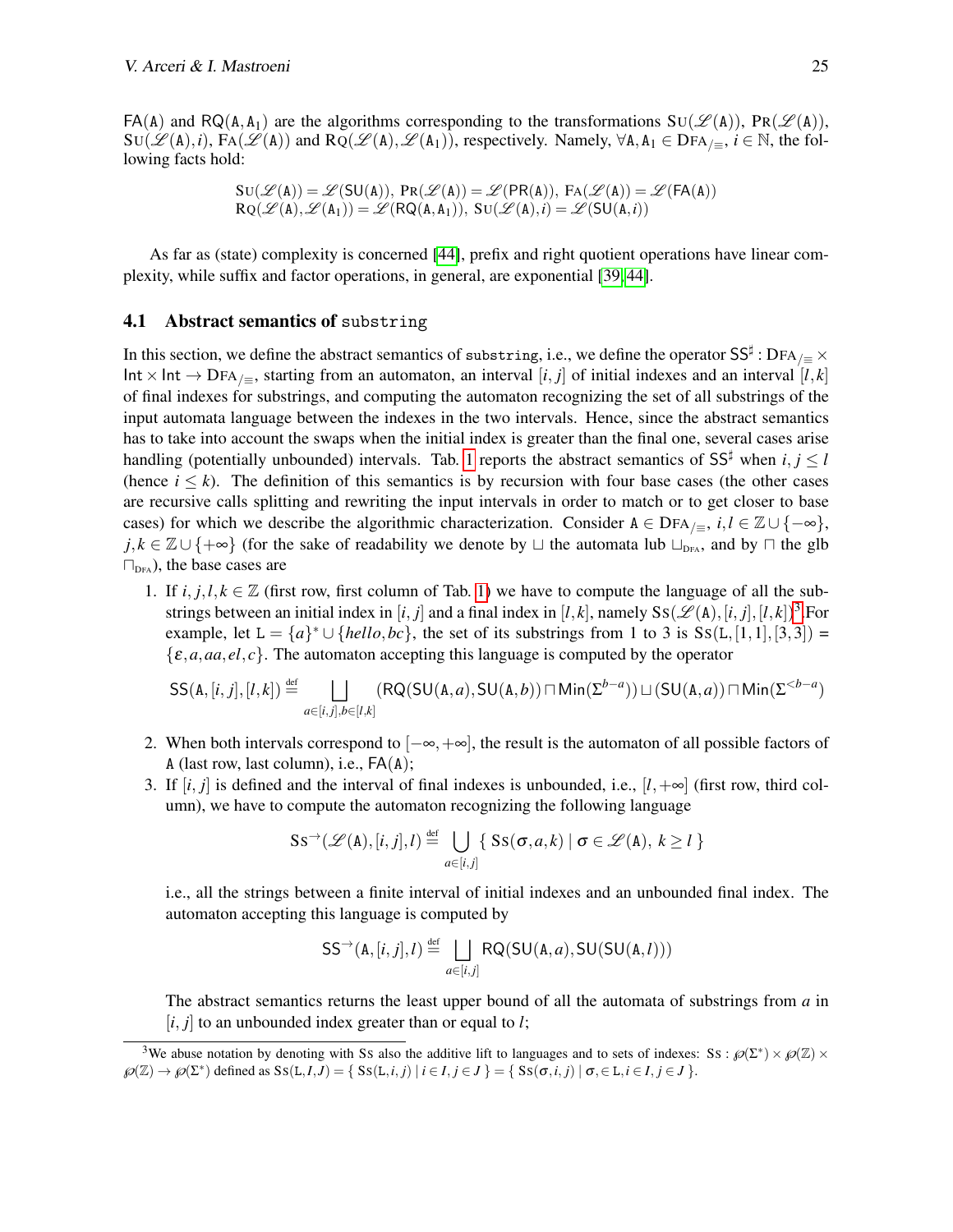$\mathsf{FA}(\mathtt{A})$ and $\mathsf{RQ}(\mathtt{A},\mathtt{A}_1)$ are the algorithms corresponding to the transformations $\text{S}\textsc{u}(\mathscr{L}(\mathtt{A}))$, $\text{P}\textsc{r}(\mathscr{L}(\mathtt{A}))$, $\text{S}\textsc{u}(\mathscr{L}(\mathtt{A}),i)$, $\text{F}\textsc{a}(\mathscr{L}(\mathtt{A}))$ and $\text{R}\textsc{q}(\mathscr{L}(\mathtt{A}),\mathscr{L}(\mathtt{A}_1))$, respectively. Namely, $\forall \mathtt{A},\mathtt{A}_1 \in \text{D}\textsc{fa}_{/\equiv}$, $i \in \mathbb{N}$, the following facts hold:

$$\text{S}\textsc{u}(\mathscr{L}(\mathtt{A})) = \mathscr{L}(\mathsf{SU}(\mathtt{A})),\ \text{P}\textsc{r}(\mathscr{L}(\mathtt{A})) = \mathscr{L}(\mathsf{PR}(\mathtt{A})),\ \text{F}\textsc{a}(\mathscr{L}(\mathtt{A})) = \mathscr{L}(\mathsf{FA}(\mathtt{A}))$$
$$\text{R}\textsc{q}(\mathscr{L}(\mathtt{A}),\mathscr{L}(\mathtt{A}_1)) = \mathscr{L}(\mathsf{RQ}(\mathtt{A},\mathtt{A}_1)),\ \text{S}\textsc{u}(\mathscr{L}(\mathtt{A}),i) = \mathscr{L}(\mathsf{SU}(\mathtt{A},i))$$

As far as (state) complexity is concerned [44], prefix and right quotient operations have linear complexity, while suffix and factor operations, in general, are exponential [39,44].

### 4.1 Abstract semantics of `substring`

In this section, we define the abstract semantics of `substring`, i.e., we define the operator $\mathsf{SS}^\sharp : \text{D}\textsc{fa}_{/\equiv} \times \mathsf{Int} \times \mathsf{Int} \to \text{D}\textsc{fa}_{/\equiv}$, starting from an automaton, an interval $[i,j]$ of initial indexes and an interval $[l,k]$ of final indexes for substrings, and computing the automaton recognizing the set of all substrings of the input automata language between the indexes in the two intervals. Hence, since the abstract semantics has to take into account the swaps when the initial index is greater than the final one, several cases arise handling (potentially unbounded) intervals. Tab. 1 reports the abstract semantics of $\mathsf{SS}^\sharp$ when $i, j \leq l$ (hence $i \leq k$). The definition of this semantics is by recursion with four base cases (the other cases are recursive calls splitting and rewriting the input intervals in order to match or to get closer to base cases) for which we describe the algorithmic characterization. Consider $\mathtt{A} \in \text{D}\textsc{fa}_{/\equiv}$, $i,l \in \mathbb{Z} \cup \{-\infty\}$, $j,k \in \mathbb{Z} \cup \{+\infty\}$ (for the sake of readability we denote by $\sqcup$ the automata lub $\sqcup_{\text{DFA}}$, and by $\sqcap$ the glb $\sqcap_{\text{DFA}}$), the base cases are

1. If $i,j,l,k \in \mathbb{Z}$ (first row, first column of Tab. 1) we have to compute the language of all the substrings between an initial index in $[i,j]$ and a final index in $[l,k]$, namely $\text{S}\textsc{s}(\mathscr{L}(\mathtt{A}),[i,j],[l,k])$[3]. For example, let $\mathtt{L} = \{a\}^* \cup \{hello, bc\}$, the set of its substrings from 1 to 3 is $\text{S}\textsc{s}(\mathtt{L},[1,1],[3,3]) = \{\varepsilon, a, aa, el, c\}$. The automaton accepting this language is computed by the operator

$$\mathsf{SS}(\mathtt{A},[i,j],[l,k]) \stackrel{\text{def}}{=} \bigsqcup_{a\in[i,j],b\in[l,k]} (\mathsf{RQ}(\mathsf{SU}(\mathtt{A},a),\mathsf{SU}(\mathtt{A},b)) \sqcap \mathsf{Min}(\Sigma^{b-a})) \sqcup (\mathsf{SU}(\mathtt{A},a)) \sqcap \mathsf{Min}(\Sigma^{<b-a})$$

2. When both intervals correspond to $[-\infty,+\infty]$, the result is the automaton of all possible factors of $\mathtt{A}$ (last row, last column), i.e., $\mathsf{FA}(\mathtt{A})$;
3. If $[i,j]$ is defined and the interval of final indexes is unbounded, i.e., $[l,+\infty]$ (first row, third column), we have to compute the automaton recognizing the following language

$$\text{S}\textsc{s}^{\rightarrow}(\mathscr{L}(\mathtt{A}),[i,j],l) \stackrel{\text{def}}{=} \bigcup_{a\in[i,j]} \{\ \text{S}\textsc{s}(\sigma,a,k) \mid \sigma \in \mathscr{L}(\mathtt{A}),\ k \geq l\ \}$$

i.e., all the strings between a finite interval of initial indexes and an unbounded final index. The automaton accepting this language is computed by

$$\mathsf{SS}^{\rightarrow}(\mathtt{A},[i,j],l) \stackrel{\text{def}}{=} \bigsqcup_{a\in[i,j]} \mathsf{RQ}(\mathsf{SU}(\mathtt{A},a),\mathsf{SU}(\mathsf{SU}(\mathtt{A},l)))$$

The abstract semantics returns the least upper bound of all the automata of substrings from $a$ in $[i,j]$ to an unbounded index greater than or equal to $l$;

[3] We abuse notation by denoting with $\text{S}\textsc{s}$ also the additive lift to languages and to sets of indexes: $\text{S}\textsc{s} : \wp(\Sigma^*) \times \wp(\mathbb{Z}) \times \wp(\mathbb{Z}) \to \wp(\Sigma^*)$ defined as $\text{S}\textsc{s}(\mathtt{L},I,J) = \{\ \text{S}\textsc{s}(\mathtt{L},i,j) \mid i \in I, j \in J\ \} = \{\ \text{S}\textsc{s}(\sigma,i,j) \mid \sigma, \in \mathtt{L}, i \in I, j \in J\ \}$.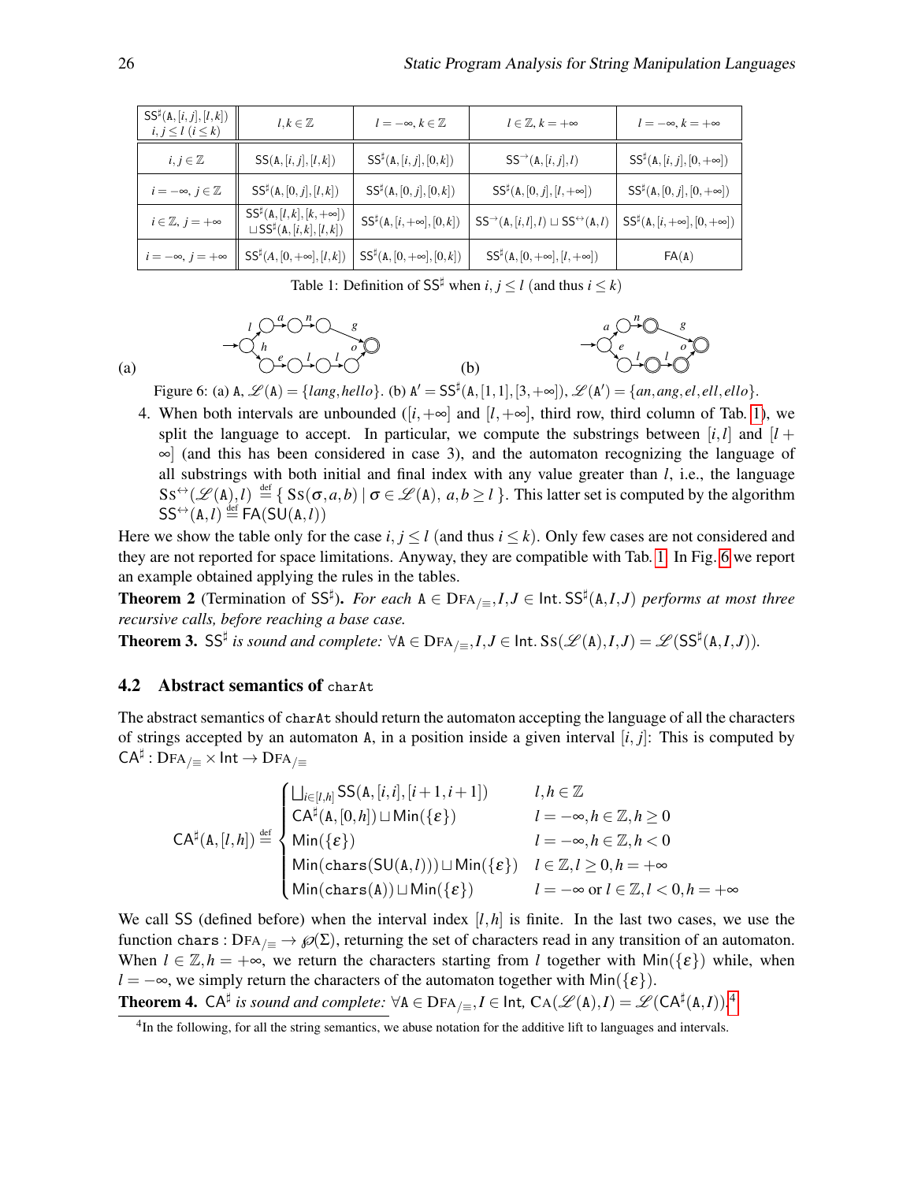| $\mathsf{SS}^\sharp(\mathtt{A},[i,j],[l,k])$ $i,j \leq l$ $(i \leq k)$ | $l,k \in \mathbb{Z}$ | $l=-\infty, k \in \mathbb{Z}$ | $l \in \mathbb{Z}, k=+\infty$ | $l=-\infty, k=+\infty$ |
|---|---|---|---|---|
| $i,j \in \mathbb{Z}$ | $\mathsf{SS}(\mathtt{A},[i,j],[l,k])$ | $\mathsf{SS}^\sharp(\mathtt{A},[i,j],[0,k])$ | $\mathsf{SS}^{\rightarrow}(\mathtt{A},[i,j],l)$ | $\mathsf{SS}^\sharp(\mathtt{A},[i,j],[0,+\infty])$ |
| $i=-\infty, j \in \mathbb{Z}$ | $\mathsf{SS}^\sharp(\mathtt{A},[0,j],[l,k])$ | $\mathsf{SS}^\sharp(\mathtt{A},[0,j],[0,k])$ | $\mathsf{SS}^\sharp(\mathtt{A},[0,j],[l,+\infty])$ | $\mathsf{SS}^\sharp(\mathtt{A},[0,j],[0,+\infty])$ |
| $i \in \mathbb{Z}, j=+\infty$ | $\mathsf{SS}^\sharp(\mathtt{A},[l,k],[k,+\infty]) \sqcup \mathsf{SS}^\sharp(\mathtt{A},[i,k],[l,k])$ | $\mathsf{SS}^\sharp(\mathtt{A},[i,+\infty],[0,k])$ | $\mathsf{SS}^{\rightarrow}(\mathtt{A},[i,l],l) \sqcup \mathsf{SS}^{\leftrightarrow}(\mathtt{A},l)$ | $\mathsf{SS}^\sharp(\mathtt{A},[i,+\infty],[0,+\infty])$ |
| $i=-\infty, j=+\infty$ | $\mathsf{SS}^\sharp(A,[0,+\infty],[l,k])$ | $\mathsf{SS}^\sharp(\mathtt{A},[0,+\infty],[0,k])$ | $\mathsf{SS}^\sharp(\mathtt{A},[0,+\infty],[l,+\infty])$ | $\mathsf{FA}(\mathtt{A})$ |

Table 1: Definition of $\mathsf{SS}^\sharp$ when $i,j \leq l$ (and thus $i \leq k$)

(a) (b)

Figure 6: (a) $\mathtt{A}$, $\mathscr{L}(\mathtt{A}) = \{lang, hello\}$. (b) $\mathtt{A}' = \mathsf{SS}^\sharp(\mathtt{A},[1,1],[3,+\infty])$, $\mathscr{L}(\mathtt{A}') = \{an, ang, el, ell, ello\}$.

4. When both intervals are unbounded ($[i,+\infty]$ and $[l,+\infty]$, third row, third column of Tab. 1), we split the language to accept. In particular, we compute the substrings between $[i,l]$ and $[l+\infty]$ (and this has been considered in case 3), and the automaton recognizing the language of all substrings with both initial and final index with any value greater than $l$, i.e., the language $\mathrm{Ss}^{\leftrightarrow}(\mathscr{L}(\mathtt{A}),l) \stackrel{\text{def}}{=} \{\, \mathrm{Ss}(\sigma,a,b) \mid \sigma \in \mathscr{L}(\mathtt{A}),\ a,b \geq l \,\}$. This latter set is computed by the algorithm $\mathsf{SS}^{\leftrightarrow}(\mathtt{A},l) \stackrel{\text{def}}{=} \mathsf{FA}(\mathsf{SU}(\mathtt{A},l))$

Here we show the table only for the case $i,j \leq l$ (and thus $i \leq k$). Only few cases are not considered and they are not reported for space limitations. Anyway, they are compatible with Tab. 1. In Fig. 6 we report an example obtained applying the rules in the tables.

**Theorem 2** (Termination of $\mathsf{SS}^\sharp$). *For each $\mathtt{A} \in \mathrm{DFA}_{/\equiv}, I, J \in \mathsf{Int}$. $\mathsf{SS}^\sharp(\mathtt{A},I,J)$ performs at most three recursive calls, before reaching a base case.*

**Theorem 3.** *$\mathsf{SS}^\sharp$ is sound and complete: $\forall \mathtt{A} \in \mathrm{DFA}_{/\equiv}, I, J \in \mathsf{Int}$. $\mathrm{Ss}(\mathscr{L}(\mathtt{A}),I,J) = \mathscr{L}(\mathsf{SS}^\sharp(\mathtt{A},I,J))$.*

### 4.2 Abstract semantics of `charAt`

The abstract semantics of `charAt` should return the automaton accepting the language of all the characters of strings accepted by an automaton $\mathtt{A}$, in a position inside a given interval $[i,j]$: This is computed by $\mathsf{CA}^\sharp : \mathrm{DFA}_{/\equiv} \times \mathsf{Int} \to \mathrm{DFA}_{/\equiv}$

$$\mathsf{CA}^\sharp(\mathtt{A},[l,h]) \stackrel{\text{def}}{=} \begin{cases} \bigsqcup_{i \in [l,h]} \mathsf{SS}(\mathtt{A},[i,i],[i+1,i+1]) & l,h \in \mathbb{Z} \\ \mathsf{CA}^\sharp(\mathtt{A},[0,h]) \sqcup \mathsf{Min}(\{\varepsilon\}) & l=-\infty, h \in \mathbb{Z}, h \geq 0 \\ \mathsf{Min}(\{\varepsilon\}) & l=-\infty, h \in \mathbb{Z}, h<0 \\ \mathsf{Min}(\mathtt{chars}(\mathsf{SU}(\mathtt{A},l))) \sqcup \mathsf{Min}(\{\varepsilon\}) & l \in \mathbb{Z}, l \geq 0, h=+\infty \\ \mathsf{Min}(\mathtt{chars}(\mathtt{A})) \sqcup \mathsf{Min}(\{\varepsilon\}) & l=-\infty \text{ or } l \in \mathbb{Z}, l<0, h=+\infty \end{cases}$$

We call $\mathsf{SS}$ (defined before) when the interval index $[l,h]$ is finite. In the last two cases, we use the function $\mathtt{chars} : \mathrm{DFA}_{/\equiv} \to \wp(\Sigma)$, returning the set of characters read in any transition of an automaton. When $l \in \mathbb{Z}, h=+\infty$, we return the characters starting from $l$ together with $\mathsf{Min}(\{\varepsilon\})$ while, when $l=-\infty$, we simply return the characters of the automaton together with $\mathsf{Min}(\{\varepsilon\})$.

**Theorem 4.** *$\mathsf{CA}^\sharp$ is sound and complete: $\forall \mathtt{A} \in \mathrm{DFA}_{/\equiv}, I \in \mathsf{Int}$, $\mathrm{CA}(\mathscr{L}(\mathtt{A}),I) = \mathscr{L}(\mathsf{CA}^\sharp(\mathtt{A},I))$.*[4]

[4] In the following, for all the string semantics, we abuse notation for the additive lift to languages and intervals.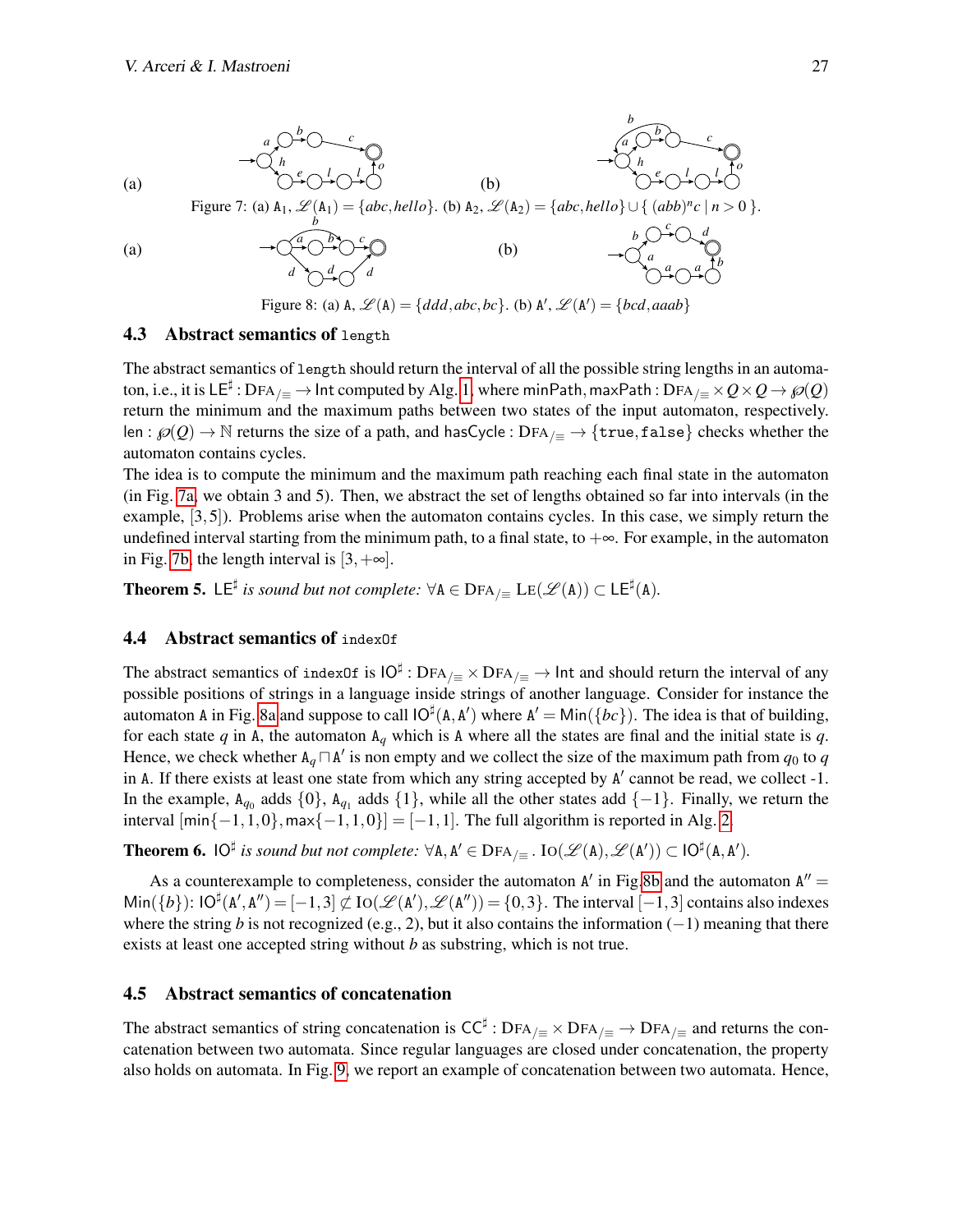Figure 7: (a) $\mathtt{A}_1$, $\mathscr{L}(\mathtt{A}_1) = \{abc, hello\}$. (b) $\mathtt{A}_2$, $\mathscr{L}(\mathtt{A}_2) = \{abc, hello\} \cup \{\, (abb)^n c \mid n > 0 \,\}$.

Figure 8: (a) $\mathtt{A}$, $\mathscr{L}(\mathtt{A}) = \{ddd, abc, bc\}$. (b) $\mathtt{A}'$, $\mathscr{L}(\mathtt{A}') = \{bcd, aaab\}$

### 4.3 Abstract semantics of `length`

The abstract semantics of `length` should return the interval of all the possible string lengths in an automaton, i.e., it is $\mathsf{LE}^\sharp : \text{DFA}_{/\equiv} \to \mathsf{Int}$ computed by Alg. 1, where $\mathsf{minPath}, \mathsf{maxPath} : \text{DFA}_{/\equiv} \times Q \times Q \to \wp(Q)$ return the minimum and the maximum paths between two states of the input automaton, respectively. $\mathsf{len} : \wp(Q) \to \mathbb{N}$ returns the size of a path, and $\mathsf{hasCycle} : \text{DFA}_{/\equiv} \to \{\mathtt{true}, \mathtt{false}\}$ checks whether the automaton contains cycles.

The idea is to compute the minimum and the maximum path reaching each final state in the automaton (in Fig. 7a, we obtain 3 and 5). Then, we abstract the set of lengths obtained so far into intervals (in the example, $[3,5]$). Problems arise when the automaton contains cycles. In this case, we simply return the undefined interval starting from the minimum path, to a final state, to $+\infty$. For example, in the automaton in Fig. 7b, the length interval is $[3,+\infty]$.

**Theorem 5.** $\mathsf{LE}^\sharp$ *is sound but not complete:* $\forall \mathtt{A} \in \text{DFA}_{/\equiv}\ \text{LE}(\mathscr{L}(\mathtt{A})) \subset \mathsf{LE}^\sharp(\mathtt{A})$.

### 4.4 Abstract semantics of `indexOf`

The abstract semantics of `indexOf` is $\mathsf{IO}^\sharp : \text{DFA}_{/\equiv} \times \text{DFA}_{/\equiv} \to \mathsf{Int}$ and should return the interval of any possible positions of strings in a language inside strings of another language. Consider for instance the automaton $\mathtt{A}$ in Fig. 8a and suppose to call $\mathsf{IO}^\sharp(\mathtt{A}, \mathtt{A}')$ where $\mathtt{A}' = \mathsf{Min}(\{bc\})$. The idea is that of building, for each state $q$ in $\mathtt{A}$, the automaton $\mathtt{A}_q$ which is $\mathtt{A}$ where all the states are final and the initial state is $q$. Hence, we check whether $\mathtt{A}_q \sqcap \mathtt{A}'$ is non empty and we collect the size of the maximum path from $q_0$ to $q$ in $\mathtt{A}$. If there exists at least one state from which any string accepted by $\mathtt{A}'$ cannot be read, we collect -1. In the example, $\mathtt{A}_{q_0}$ adds $\{0\}$, $\mathtt{A}_{q_1}$ adds $\{1\}$, while all the other states add $\{-1\}$. Finally, we return the interval $[\mathsf{min}\{-1,1,0\}, \mathsf{max}\{-1,1,0\}] = [-1,1]$. The full algorithm is reported in Alg. 2.

**Theorem 6.** $\mathsf{IO}^\sharp$ *is sound but not complete:* $\forall \mathtt{A}, \mathtt{A}' \in \text{DFA}_{/\equiv}\ .\ \text{IO}(\mathscr{L}(\mathtt{A}), \mathscr{L}(\mathtt{A}')) \subset \mathsf{IO}^\sharp(\mathtt{A}, \mathtt{A}')$.

As a counterexample to completeness, consider the automaton $\mathtt{A}'$ in Fig. 8b and the automaton $\mathtt{A}'' = \mathsf{Min}(\{b\})$: $\mathsf{IO}^\sharp(\mathtt{A}', \mathtt{A}'') = [-1,3] \not\subseteq \text{IO}(\mathscr{L}(\mathtt{A}'), \mathscr{L}(\mathtt{A}'')) = \{0,3\}$. The interval $[-1,3]$ contains also indexes where the string $b$ is not recognized (e.g., 2), but it also contains the information $(-1)$ meaning that there exists at least one accepted string without $b$ as substring, which is not true.

### 4.5 Abstract semantics of concatenation

The abstract semantics of string concatenation is $\mathsf{CC}^\sharp : \text{DFA}_{/\equiv} \times \text{DFA}_{/\equiv} \to \text{DFA}_{/\equiv}$ and returns the concatenation between two automata. Since regular languages are closed under concatenation, the property also holds on automata. In Fig. 9, we report an example of concatenation between two automata. Hence,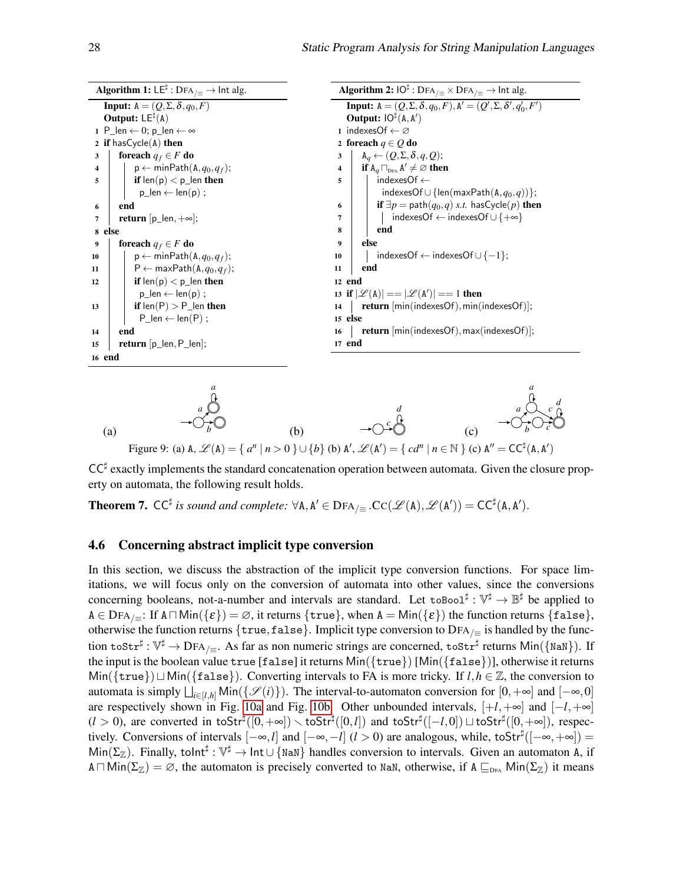**Algorithm 1:** $\mathsf{LE}^\sharp : \mathrm{DFA}_{/\equiv} \rightarrow \mathsf{Int}$ alg.

```
   Input: A = (Q, Σ, δ, q0, F)
   Output: LE♯(A)
1  P_len ← 0; p_len ← ∞
2  if hasCycle(A) then
3      foreach qf ∈ F do
4          p ← minPath(A, q0, qf);
5          if len(p) < p_len then
               p_len ← len(p) ;
6      end
7      return [p_len, +∞];
8  else
9      foreach qf ∈ F do
10         p ← minPath(A, q0, qf);
11         P ← maxPath(A, q0, qf);
12         if len(p) < p_len then
               p_len ← len(p) ;
13         if len(P) > P_len then
               P_len ← len(P) ;
14     end
15     return [p_len, P_len];
16 end
```

**Algorithm 2:** $\mathsf{IO}^\sharp : \mathrm{DFA}_{/\equiv} \times \mathrm{DFA}_{/\equiv} \rightarrow \mathsf{Int}$ alg.

```
   Input: A = (Q, Σ, δ, q0, F), A′ = (Q′, Σ, δ′, q′0, F′)
   Output: IO♯(A, A′)
1  indexesOf ← ∅
2  foreach q ∈ Q do
3      Aq ← (Q, Σ, δ, q, Q);
4      if Aq ⊓DFA A′ ≠ ∅ then
5          indexesOf ←
             indexesOf ∪ {len(maxPath(A, q0, q))};
6          if ∃p = path(q0, q) s.t. hasCycle(p) then
7              indexesOf ← indexesOf ∪ {+∞}
8          end
9      else
10         indexesOf ← indexesOf ∪ {−1};
11     end
12 end
13 if |ℒ(A)| == |ℒ(A′)| == 1 then
14     return [min(indexesOf), min(indexesOf)];
15 else
16     return [min(indexesOf), max(indexesOf)];
17 end
```

Figure 9: (a) $\mathtt{A}$, $\mathscr{L}(\mathtt{A}) = \{\, a^n \mid n > 0 \,\} \cup \{b\}$ (b) $\mathtt{A}'$, $\mathscr{L}(\mathtt{A}') = \{\, cd^n \mid n \in \mathbb{N} \,\}$ (c) $\mathtt{A}'' = \mathsf{CC}^\sharp(\mathtt{A}, \mathtt{A}')$

$\mathsf{CC}^\sharp$ exactly implements the standard concatenation operation between automata. Given the closure property on automata, the following result holds.

**Theorem 7.** $\mathsf{CC}^\sharp$ *is sound and complete:* $\forall \mathtt{A}, \mathtt{A}' \in \mathrm{DFA}_{/\equiv}.\, \mathrm{CC}(\mathscr{L}(\mathtt{A}), \mathscr{L}(\mathtt{A}')) = \mathsf{CC}^\sharp(\mathtt{A}, \mathtt{A}')$.

### 4.6 Concerning abstract implicit type conversion

In this section, we discuss the abstraction of the implicit type conversion functions. For space limitations, we will focus only on the conversion of automata into other values, since the conversions concerning booleans, not-a-number and intervals are standard. Let $\mathtt{toBool}^\sharp : \mathbb{V}^\sharp \rightarrow \mathbb{B}^\sharp$ be applied to $\mathtt{A} \in \mathrm{DFA}_{/\equiv}$: If $\mathtt{A} \sqcap \mathsf{Min}(\{\varepsilon\}) = \varnothing$, it returns $\{\mathtt{true}\}$, when $\mathtt{A} = \mathsf{Min}(\{\varepsilon\})$ the function returns $\{\mathtt{false}\}$, otherwise the function returns $\{\mathtt{true}, \mathtt{false}\}$. Implicit type conversion to $\mathrm{DFA}_{/\equiv}$ is handled by the function $\mathtt{toStr}^\sharp : \mathbb{V}^\sharp \rightarrow \mathrm{DFA}_{/\equiv}$. As far as non numeric strings are concerned, $\mathtt{toStr}^\sharp$ returns $\mathsf{Min}(\{\mathtt{NaN}\})$. If the input is the boolean value $\mathtt{true}$ [$\mathtt{false}$] it returns $\mathsf{Min}(\{\mathtt{true}\})$ [$\mathsf{Min}(\{\mathtt{false}\})$], otherwise it returns $\mathsf{Min}(\{\mathtt{true}\}) \sqcup \mathsf{Min}(\{\mathtt{false}\})$. Converting intervals to FA is more tricky. If $l, h \in \mathbb{Z}$, the conversion to automata is simply $\bigsqcup_{i \in [l,h]} \mathsf{Min}(\{\mathscr{S}(i)\})$. The interval-to-automaton conversion for $[0, +\infty]$ and $[-\infty, 0]$ are respectively shown in Fig. 10a and Fig. 10b. Other unbounded intervals, $[+l, +\infty]$ and $[-l, +\infty]$ ($l > 0$), are converted in $\mathsf{toStr}^\sharp([0, +\infty]) \smallsetminus \mathsf{toStr}^\sharp([0, l])$ and $\mathsf{toStr}^\sharp([-l, 0]) \sqcup \mathsf{toStr}^\sharp([0, +\infty])$, respectively. Conversions of intervals $[-\infty, l]$ and $[-\infty, -l]$ ($l > 0$) are analogous, while, $\mathsf{toStr}^\sharp([-\infty, +\infty]) = \mathsf{Min}(\Sigma_{\mathbb{Z}})$. Finally, $\mathsf{toInt}^\sharp : \mathbb{V}^\sharp \rightarrow \mathsf{Int} \cup \{\mathtt{NaN}\}$ handles conversion to intervals. Given an automaton $\mathtt{A}$, if $\mathtt{A} \sqcap \mathsf{Min}(\Sigma_{\mathbb{Z}}) = \varnothing$, the automaton is precisely converted to $\mathtt{NaN}$, otherwise, if $\mathtt{A} \sqsubseteq_{\mathrm{DFA}} \mathsf{Min}(\Sigma_{\mathbb{Z}})$ it means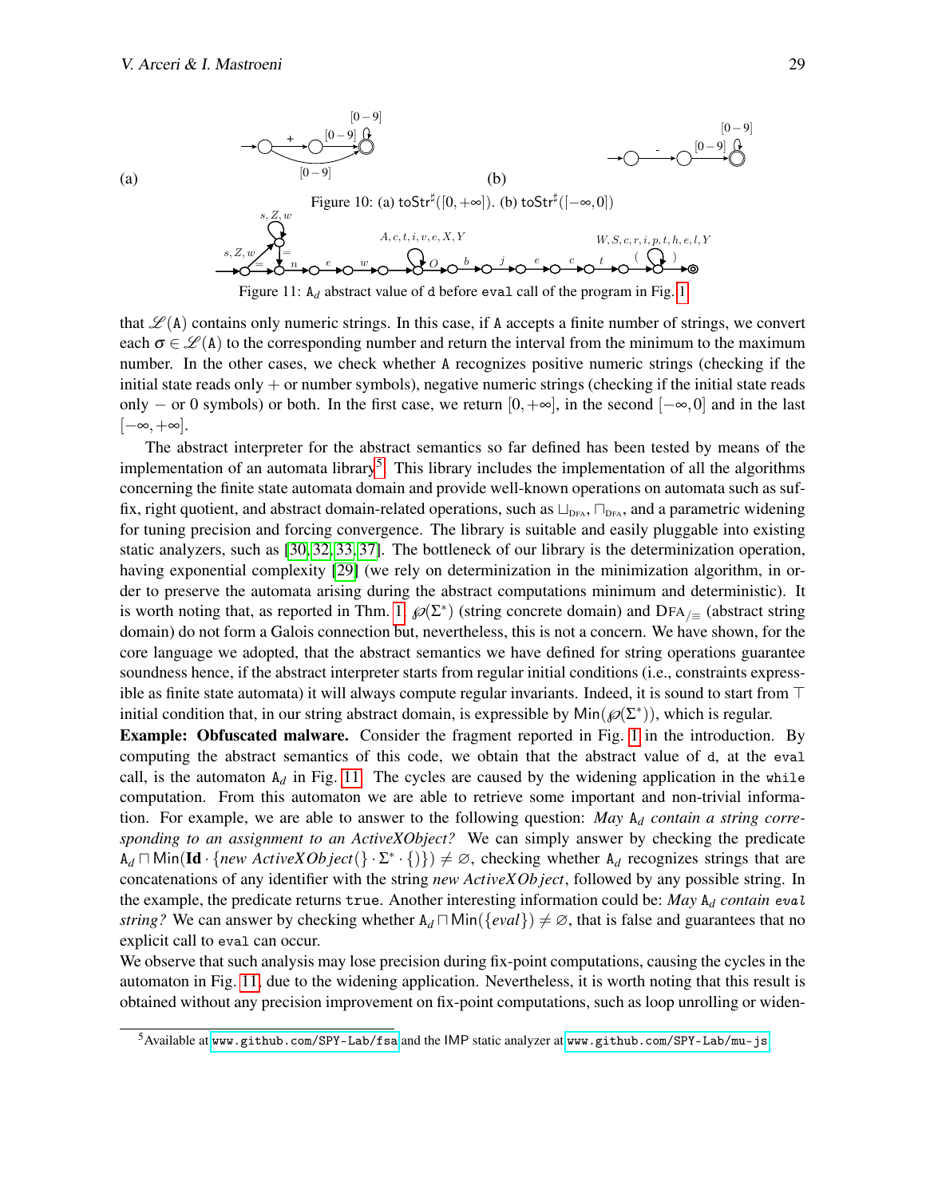(a) (b)

Figure 10: (a) $\mathsf{toStr}^\sharp([0,+\infty])$. (b) $\mathsf{toStr}^\sharp([-\infty,0])$

Figure 11: $\mathtt{A}_d$ abstract value of `d` before `eval` call of the program in Fig. 1

that $\mathscr{L}(\mathtt{A})$ contains only numeric strings. In this case, if A accepts a finite number of strings, we convert each $\sigma \in \mathscr{L}(\mathtt{A})$ to the corresponding number and return the interval from the minimum to the maximum number. In the other cases, we check whether A recognizes positive numeric strings (checking if the initial state reads only $+$ or number symbols), negative numeric strings (checking if the initial state reads only $-$ or 0 symbols) or both. In the first case, we return $[0,+\infty]$, in the second $[-\infty,0]$ and in the last $[-\infty,+\infty]$.

The abstract interpreter for the abstract semantics so far defined has been tested by means of the implementation of an automata library[5]. This library includes the implementation of all the algorithms concerning the finite state automata domain and provide well-known operations on automata such as suffix, right quotient, and abstract domain-related operations, such as $\sqcup_{\text{DFA}}$, $\sqcap_{\text{DFA}}$, and a parametric widening for tuning precision and forcing convergence. The library is suitable and easily pluggable into existing static analyzers, such as [30, 32, 33, 37]. The bottleneck of our library is the determinization operation, having exponential complexity [29] (we rely on determinization in the minimization algorithm, in order to preserve the automata arising during the abstract computations minimum and deterministic). It is worth noting that, as reported in Thm. 1, $\wp(\Sigma^*)$ (string concrete domain) and $\text{DFA}_{/\equiv}$ (abstract string domain) do not form a Galois connection but, nevertheless, this is not a concern. We have shown, for the core language we adopted, that the abstract semantics we have defined for string operations guarantee soundness hence, if the abstract interpreter starts from regular initial conditions (i.e., constraints expressible as finite state automata) it will always compute regular invariants. Indeed, it is sound to start from $\top$ initial condition that, in our string abstract domain, is expressible by $\mathsf{Min}(\wp(\Sigma^*))$, which is regular.

**Example: Obfuscated malware.** Consider the fragment reported in Fig. 1 in the introduction. By computing the abstract semantics of this code, we obtain that the abstract value of `d`, at the `eval` call, is the automaton $\mathtt{A}_d$ in Fig. 11. The cycles are caused by the widening application in the `while` computation. From this automaton we are able to retrieve some important and non-trivial information. For example, we are able to answer to the following question: *May* $\mathtt{A}_d$ *contain a string corresponding to an assignment to an ActiveXObject?* We can simply answer by checking the predicate $\mathtt{A}_d \sqcap \mathsf{Min}(\mathbf{Id} \cdot \{\mathit{new\ ActiveXObject}(\} \cdot \Sigma^* \cdot \{)\}) \neq \varnothing$, checking whether $\mathtt{A}_d$ recognizes strings that are concatenations of any identifier with the string *new ActiveXObject*, followed by any possible string. In the example, the predicate returns `true`. Another interesting information could be: *May* $\mathtt{A}_d$ *contain* `eval` *string?* We can answer by checking whether $\mathtt{A}_d \sqcap \mathsf{Min}(\{\mathit{eval}\}) \neq \varnothing$, that is false and guarantees that no explicit call to `eval` can occur.

We observe that such analysis may lose precision during fix-point computations, causing the cycles in the automaton in Fig. 11, due to the widening application. Nevertheless, it is worth noting that this result is obtained without any precision improvement on fix-point computations, such as loop unrolling or widen-

[5] Available at www.github.com/SPY-Lab/fsa and the IMP static analyzer at www.github.com/SPY-Lab/mu-js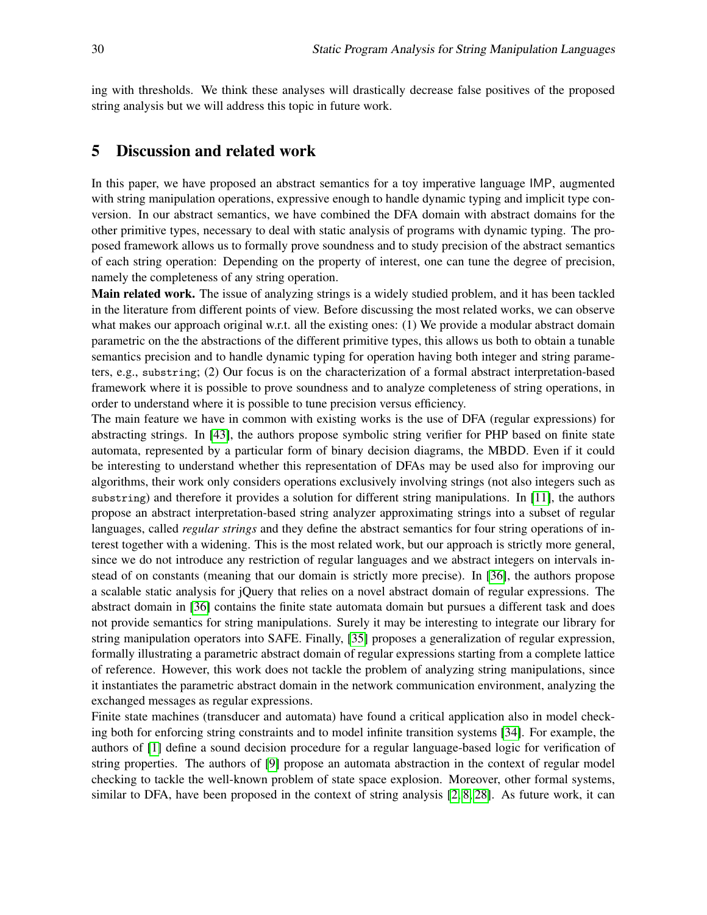ing with thresholds. We think these analyses will drastically decrease false positives of the proposed string analysis but we will address this topic in future work.

## 5 Discussion and related work

In this paper, we have proposed an abstract semantics for a toy imperative language IMP, augmented with string manipulation operations, expressive enough to handle dynamic typing and implicit type conversion. In our abstract semantics, we have combined the DFA domain with abstract domains for the other primitive types, necessary to deal with static analysis of programs with dynamic typing. The proposed framework allows us to formally prove soundness and to study precision of the abstract semantics of each string operation: Depending on the property of interest, one can tune the degree of precision, namely the completeness of any string operation.

**Main related work.** The issue of analyzing strings is a widely studied problem, and it has been tackled in the literature from different points of view. Before discussing the most related works, we can observe what makes our approach original w.r.t. all the existing ones: (1) We provide a modular abstract domain parametric on the the abstractions of the different primitive types, this allows us both to obtain a tunable semantics precision and to handle dynamic typing for operation having both integer and string parameters, e.g., `substring`; (2) Our focus is on the characterization of a formal abstract interpretation-based framework where it is possible to prove soundness and to analyze completeness of string operations, in order to understand where it is possible to tune precision versus efficiency.

The main feature we have in common with existing works is the use of DFA (regular expressions) for abstracting strings. In [43], the authors propose symbolic string verifier for PHP based on finite state automata, represented by a particular form of binary decision diagrams, the MBDD. Even if it could be interesting to understand whether this representation of DFAs may be used also for improving our algorithms, their work only considers operations exclusively involving strings (not also integers such as `substring`) and therefore it provides a solution for different string manipulations. In [11], the authors propose an abstract interpretation-based string analyzer approximating strings into a subset of regular languages, called *regular strings* and they define the abstract semantics for four string operations of interest together with a widening. This is the most related work, but our approach is strictly more general, since we do not introduce any restriction of regular languages and we abstract integers on intervals instead of on constants (meaning that our domain is strictly more precise). In [36], the authors propose a scalable static analysis for jQuery that relies on a novel abstract domain of regular expressions. The abstract domain in [36] contains the finite state automata domain but pursues a different task and does not provide semantics for string manipulations. Surely it may be interesting to integrate our library for string manipulation operators into SAFE. Finally, [35] proposes a generalization of regular expression, formally illustrating a parametric abstract domain of regular expressions starting from a complete lattice of reference. However, this work does not tackle the problem of analyzing string manipulations, since it instantiates the parametric abstract domain in the network communication environment, analyzing the exchanged messages as regular expressions.

Finite state machines (transducer and automata) have found a critical application also in model checking both for enforcing string constraints and to model infinite transition systems [34]. For example, the authors of [1] define a sound decision procedure for a regular language-based logic for verification of string properties. The authors of [9] propose an automata abstraction in the context of regular model checking to tackle the well-known problem of state space explosion. Moreover, other formal systems, similar to DFA, have been proposed in the context of string analysis [2, 8, 28]. As future work, it can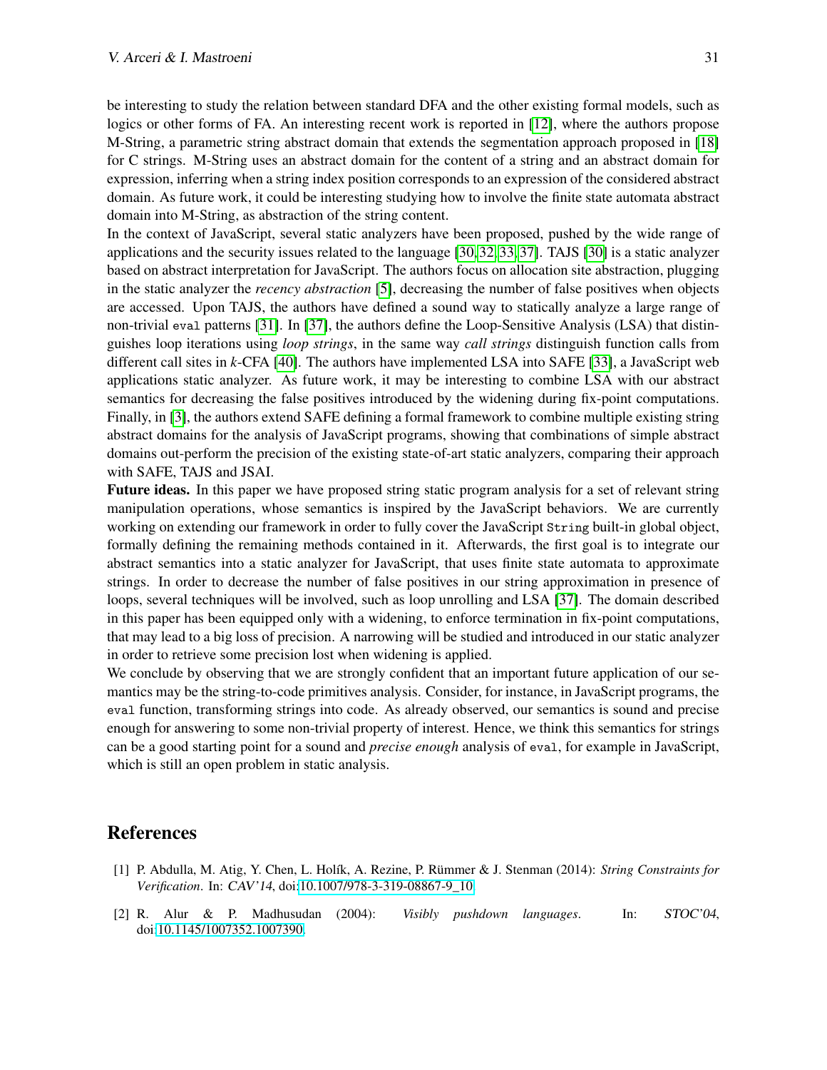be interesting to study the relation between standard DFA and the other existing formal models, such as logics or other forms of FA. An interesting recent work is reported in [12], where the authors propose M-String, a parametric string abstract domain that extends the segmentation approach proposed in [18] for C strings. M-String uses an abstract domain for the content of a string and an abstract domain for expression, inferring when a string index position corresponds to an expression of the considered abstract domain. As future work, it could be interesting studying how to involve the finite state automata abstract domain into M-String, as abstraction of the string content.

In the context of JavaScript, several static analyzers have been proposed, pushed by the wide range of applications and the security issues related to the language [30, 32, 33, 37]. TAJS [30] is a static analyzer based on abstract interpretation for JavaScript. The authors focus on allocation site abstraction, plugging in the static analyzer the *recency abstraction* [5], decreasing the number of false positives when objects are accessed. Upon TAJS, the authors have defined a sound way to statically analyze a large range of non-trivial `eval` patterns [31]. In [37], the authors define the Loop-Sensitive Analysis (LSA) that distinguishes loop iterations using *loop strings*, in the same way *call strings* distinguish function calls from different call sites in *k*-CFA [40]. The authors have implemented LSA into SAFE [33], a JavaScript web applications static analyzer. As future work, it may be interesting to combine LSA with our abstract semantics for decreasing the false positives introduced by the widening during fix-point computations. Finally, in [3], the authors extend SAFE defining a formal framework to combine multiple existing string abstract domains for the analysis of JavaScript programs, showing that combinations of simple abstract domains out-perform the precision of the existing state-of-art static analyzers, comparing their approach with SAFE, TAJS and JSAI.

**Future ideas.** In this paper we have proposed string static program analysis for a set of relevant string manipulation operations, whose semantics is inspired by the JavaScript behaviors. We are currently working on extending our framework in order to fully cover the JavaScript `String` built-in global object, formally defining the remaining methods contained in it. Afterwards, the first goal is to integrate our abstract semantics into a static analyzer for JavaScript, that uses finite state automata to approximate strings. In order to decrease the number of false positives in our string approximation in presence of loops, several techniques will be involved, such as loop unrolling and LSA [37]. The domain described in this paper has been equipped only with a widening, to enforce termination in fix-point computations, that may lead to a big loss of precision. A narrowing will be studied and introduced in our static analyzer in order to retrieve some precision lost when widening is applied.

We conclude by observing that we are strongly confident that an important future application of our semantics may be the string-to-code primitives analysis. Consider, for instance, in JavaScript programs, the `eval` function, transforming strings into code. As already observed, our semantics is sound and precise enough for answering to some non-trivial property of interest. Hence, we think this semantics for strings can be a good starting point for a sound and *precise enough* analysis of `eval`, for example in JavaScript, which is still an open problem in static analysis.

## References

[1] P. Abdulla, M. Atig, Y. Chen, L. Holík, A. Rezine, P. Rümmer & J. Stenman (2014): *String Constraints for Verification*. In: *CAV'14*, doi:10.1007/978-3-319-08867-9_10.

[2] R. Alur & P. Madhusudan (2004): *Visibly pushdown languages*. In: *STOC'04*, doi:10.1145/1007352.1007390.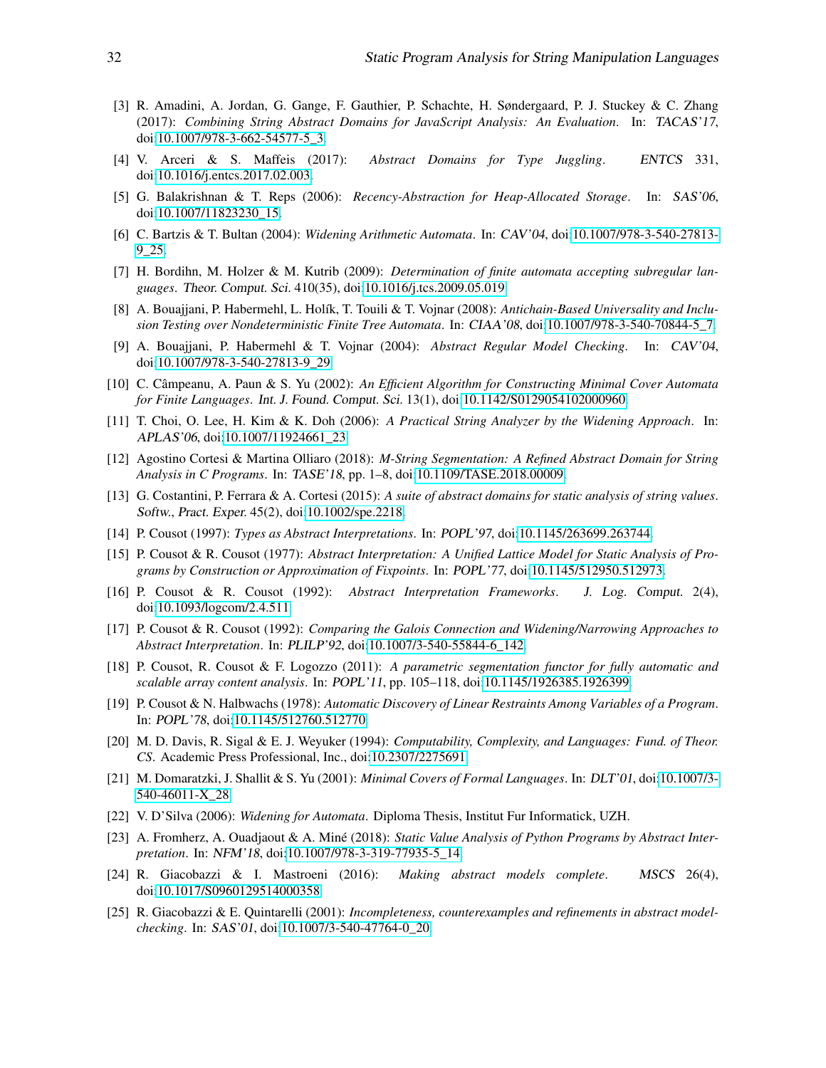[3] R. Amadini, A. Jordan, G. Gange, F. Gauthier, P. Schachte, H. Søndergaard, P. J. Stuckey & C. Zhang (2017): *Combining String Abstract Domains for JavaScript Analysis: An Evaluation*. In: *TACAS'17*, doi:10.1007/978-3-662-54577-5_3.

[4] V. Arceri & S. Maffeis (2017): *Abstract Domains for Type Juggling*. *ENTCS* 331, doi:10.1016/j.entcs.2017.02.003.

[5] G. Balakrishnan & T. Reps (2006): *Recency-Abstraction for Heap-Allocated Storage*. In: *SAS'06*, doi:10.1007/11823230_15.

[6] C. Bartzis & T. Bultan (2004): *Widening Arithmetic Automata*. In: *CAV'04*, doi:10.1007/978-3-540-27813-9_25.

[7] H. Bordihn, M. Holzer & M. Kutrib (2009): *Determination of finite automata accepting subregular languages*. Theor. Comput. Sci. 410(35), doi:10.1016/j.tcs.2009.05.019.

[8] A. Bouajjani, P. Habermehl, L. Holík, T. Touili & T. Vojnar (2008): *Antichain-Based Universality and Inclusion Testing over Nondeterministic Finite Tree Automata*. In: *CIAA'08*, doi:10.1007/978-3-540-70844-5_7.

[9] A. Bouajjani, P. Habermehl & T. Vojnar (2004): *Abstract Regular Model Checking*. In: *CAV'04*, doi:10.1007/978-3-540-27813-9_29.

[10] C. Câmpeanu, A. Paun & S. Yu (2002): *An Efficient Algorithm for Constructing Minimal Cover Automata for Finite Languages*. Int. J. Found. Comput. Sci. 13(1), doi:10.1142/S0129054102000960.

[11] T. Choi, O. Lee, H. Kim & K. Doh (2006): *A Practical String Analyzer by the Widening Approach*. In: *APLAS'06*, doi:10.1007/11924661_23.

[12] Agostino Cortesi & Martina Olliaro (2018): *M-String Segmentation: A Refined Abstract Domain for String Analysis in C Programs*. In: *TASE'18*, pp. 1–8, doi:10.1109/TASE.2018.00009.

[13] G. Costantini, P. Ferrara & A. Cortesi (2015): *A suite of abstract domains for static analysis of string values*. Softw., Pract. Exper. 45(2), doi:10.1002/spe.2218.

[14] P. Cousot (1997): *Types as Abstract Interpretations*. In: *POPL'97*, doi:10.1145/263699.263744.

[15] P. Cousot & R. Cousot (1977): *Abstract Interpretation: A Unified Lattice Model for Static Analysis of Programs by Construction or Approximation of Fixpoints*. In: *POPL'77*, doi:10.1145/512950.512973.

[16] P. Cousot & R. Cousot (1992): *Abstract Interpretation Frameworks*. J. Log. Comput. 2(4), doi:10.1093/logcom/2.4.511.

[17] P. Cousot & R. Cousot (1992): *Comparing the Galois Connection and Widening/Narrowing Approaches to Abstract Interpretation*. In: *PLILP'92*, doi:10.1007/3-540-55844-6_142.

[18] P. Cousot, R. Cousot & F. Logozzo (2011): *A parametric segmentation functor for fully automatic and scalable array content analysis*. In: *POPL'11*, pp. 105–118, doi:10.1145/1926385.1926399.

[19] P. Cousot & N. Halbwachs (1978): *Automatic Discovery of Linear Restraints Among Variables of a Program*. In: *POPL'78*, doi:10.1145/512760.512770.

[20] M. D. Davis, R. Sigal & E. J. Weyuker (1994): *Computability, Complexity, and Languages: Fund. of Theor. CS*. Academic Press Professional, Inc., doi:10.2307/2275691.

[21] M. Domaratzki, J. Shallit & S. Yu (2001): *Minimal Covers of Formal Languages*. In: *DLT'01*, doi:10.1007/3-540-46011-X_28.

[22] V. D'Silva (2006): *Widening for Automata*. Diploma Thesis, Institut Fur Informatick, UZH.

[23] A. Fromherz, A. Ouadjaout & A. Miné (2018): *Static Value Analysis of Python Programs by Abstract Interpretation*. In: *NFM'18*, doi:10.1007/978-3-319-77935-5_14.

[24] R. Giacobazzi & I. Mastroeni (2016): *Making abstract models complete*. *MSCS* 26(4), doi:10.1017/S0960129514000358.

[25] R. Giacobazzi & E. Quintarelli (2001): *Incompleteness, counterexamples and refinements in abstract model-checking*. In: *SAS'01*, doi:10.1007/3-540-47764-0_20.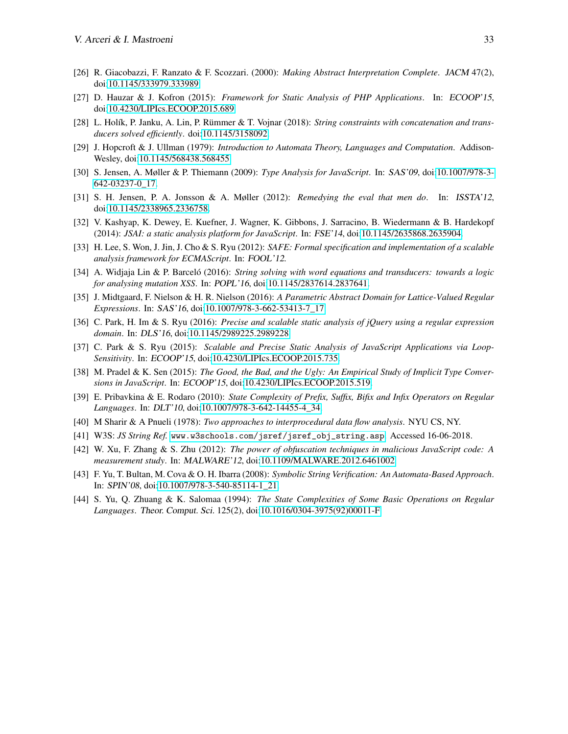[26] R. Giacobazzi, F. Ranzato & F. Scozzari. (2000): *Making Abstract Interpretation Complete*. *JACM* 47(2), doi:10.1145/333979.333989.

[27] D. Hauzar & J. Kofron (2015): *Framework for Static Analysis of PHP Applications*. In: *ECOOP'15*, doi:10.4230/LIPIcs.ECOOP.2015.689.

[28] L. Holík, P. Janku, A. Lin, P. Rümmer & T. Vojnar (2018): *String constraints with concatenation and transducers solved efficiently*. doi:10.1145/3158092.

[29] J. Hopcroft & J. Ullman (1979): *Introduction to Automata Theory, Languages and Computation*. Addison-Wesley, doi:10.1145/568438.568455.

[30] S. Jensen, A. Møller & P. Thiemann (2009): *Type Analysis for JavaScript*. In: *SAS'09*, doi:10.1007/978-3-642-03237-0_17.

[31] S. H. Jensen, P. A. Jonsson & A. Møller (2012): *Remedying the eval that men do*. In: *ISSTA'12*, doi:10.1145/2338965.2336758.

[32] V. Kashyap, K. Dewey, E. Kuefner, J. Wagner, K. Gibbons, J. Sarracino, B. Wiedermann & B. Hardekopf (2014): *JSAI: a static analysis platform for JavaScript*. In: *FSE'14*, doi:10.1145/2635868.2635904.

[33] H. Lee, S. Won, J. Jin, J. Cho & S. Ryu (2012): *SAFE: Formal specification and implementation of a scalable analysis framework for ECMAScript*. In: *FOOL'12*.

[34] A. Widjaja Lin & P. Barceló (2016): *String solving with word equations and transducers: towards a logic for analysing mutation XSS*. In: *POPL'16*, doi:10.1145/2837614.2837641.

[35] J. Midtgaard, F. Nielson & H. R. Nielson (2016): *A Parametric Abstract Domain for Lattice-Valued Regular Expressions*. In: *SAS'16*, doi:10.1007/978-3-662-53413-7_17.

[36] C. Park, H. Im & S. Ryu (2016): *Precise and scalable static analysis of jQuery using a regular expression domain*. In: *DLS'16*, doi:10.1145/2989225.2989228.

[37] C. Park & S. Ryu (2015): *Scalable and Precise Static Analysis of JavaScript Applications via Loop-Sensitivity*. In: *ECOOP'15*, doi:10.4230/LIPIcs.ECOOP.2015.735.

[38] M. Pradel & K. Sen (2015): *The Good, the Bad, and the Ugly: An Empirical Study of Implicit Type Conversions in JavaScript*. In: *ECOOP'15*, doi:10.4230/LIPIcs.ECOOP.2015.519.

[39] E. Pribavkina & E. Rodaro (2010): *State Complexity of Prefix, Suffix, Bifix and Infix Operators on Regular Languages*. In: *DLT'10*, doi:10.1007/978-3-642-14455-4_34.

[40] M Sharir & A Pnueli (1978): *Two approaches to interprocedural data flow analysis*. NYU CS, NY.

[41] W3S: *JS String Ref.* `www.w3schools.com/jsref/jsref_obj_string.asp`. Accessed 16-06-2018.

[42] W. Xu, F. Zhang & S. Zhu (2012): *The power of obfuscation techniques in malicious JavaScript code: A measurement study*. In: *MALWARE'12*, doi:10.1109/MALWARE.2012.6461002.

[43] F. Yu, T. Bultan, M. Cova & O. H. Ibarra (2008): *Symbolic String Verification: An Automata-Based Approach*. In: *SPIN'08*, doi:10.1007/978-3-540-85114-1_21.

[44] S. Yu, Q. Zhuang & K. Salomaa (1994): *The State Complexities of Some Basic Operations on Regular Languages*. *Theor. Comput. Sci.* 125(2), doi:10.1016/0304-3975(92)00011-F.